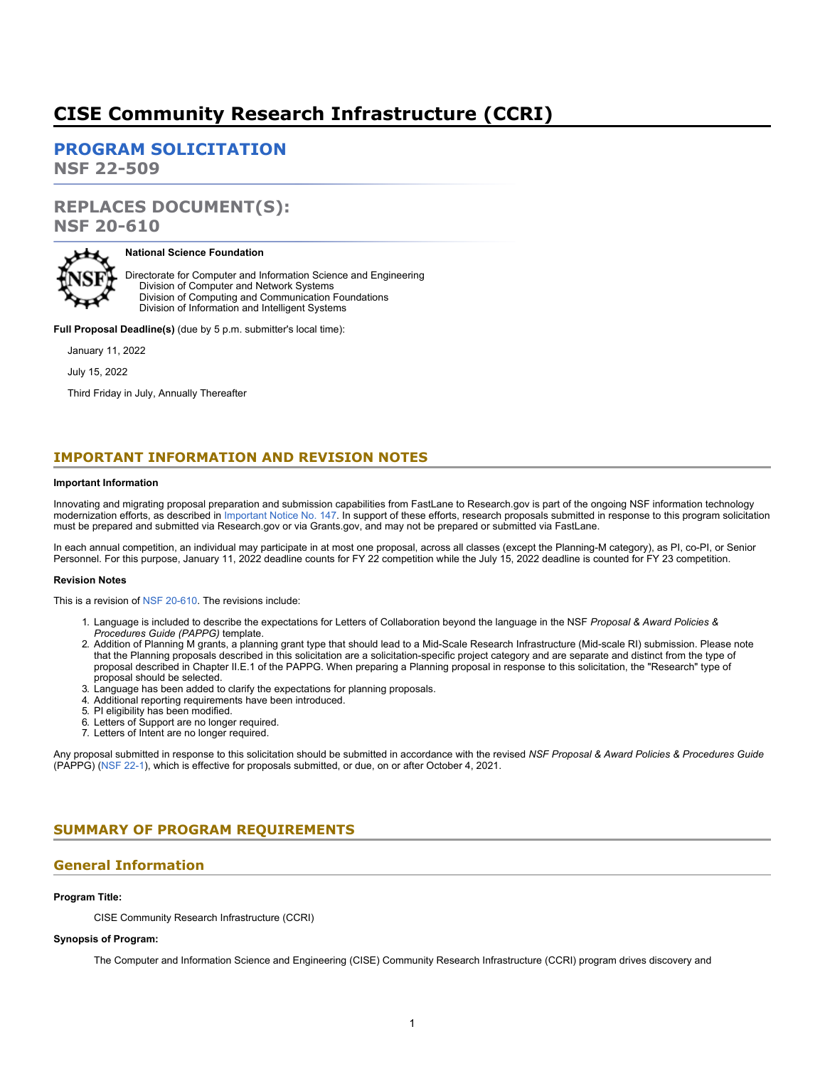# CISE Community Research Infrastructure (CCRI)

## PROGRAM SOLICITATION
**NSF 22-509**

## REPLACES DOCUMENT(S):
**NSF 20-610**

**National Science Foundation**

Directorate for Computer and Information Science and Engineering
Division of Computer and Network Systems
Division of Computing and Communication Foundations
Division of Information and Intelligent Systems

**Full Proposal Deadline(s)** (due by 5 p.m. submitter's local time):

January 11, 2022

July 15, 2022

Third Friday in July, Annually Thereafter

## IMPORTANT INFORMATION AND REVISION NOTES

**Important Information**

Innovating and migrating proposal preparation and submission capabilities from FastLane to Research.gov is part of the ongoing NSF information technology modernization efforts, as described in Important Notice No. 147. In support of these efforts, research proposals submitted in response to this program solicitation must be prepared and submitted via Research.gov or via Grants.gov, and may not be prepared or submitted via FastLane.

In each annual competition, an individual may participate in at most one proposal, across all classes (except the Planning-M category), as PI, co-PI, or Senior Personnel. For this purpose, January 11, 2022 deadline counts for FY 22 competition while the July 15, 2022 deadline is counted for FY 23 competition.

**Revision Notes**

This is a revision of NSF 20-610. The revisions include:

1. Language is included to describe the expectations for Letters of Collaboration beyond the language in the NSF *Proposal & Award Policies & Procedures Guide (PAPPG)* template.
2. Addition of Planning M grants, a planning grant type that should lead to a Mid-Scale Research Infrastructure (Mid-scale RI) submission. Please note that the Planning proposals described in this solicitation are a solicitation-specific project category and are separate and distinct from the type of proposal described in Chapter II.E.1 of the PAPPG. When preparing a Planning proposal in response to this solicitation, the "Research" type of proposal should be selected.
3. Language has been added to clarify the expectations for planning proposals.
4. Additional reporting requirements have been introduced.
5. PI eligibility has been modified.
6. Letters of Support are no longer required.
7. Letters of Intent are no longer required.

Any proposal submitted in response to this solicitation should be submitted in accordance with the revised *NSF Proposal & Award Policies & Procedures Guide* (PAPPG) (NSF 22-1), which is effective for proposals submitted, or due, on or after October 4, 2021.

## SUMMARY OF PROGRAM REQUIREMENTS

### General Information

**Program Title:**

CISE Community Research Infrastructure (CCRI)

**Synopsis of Program:**

The Computer and Information Science and Engineering (CISE) Community Research Infrastructure (CCRI) program drives discovery and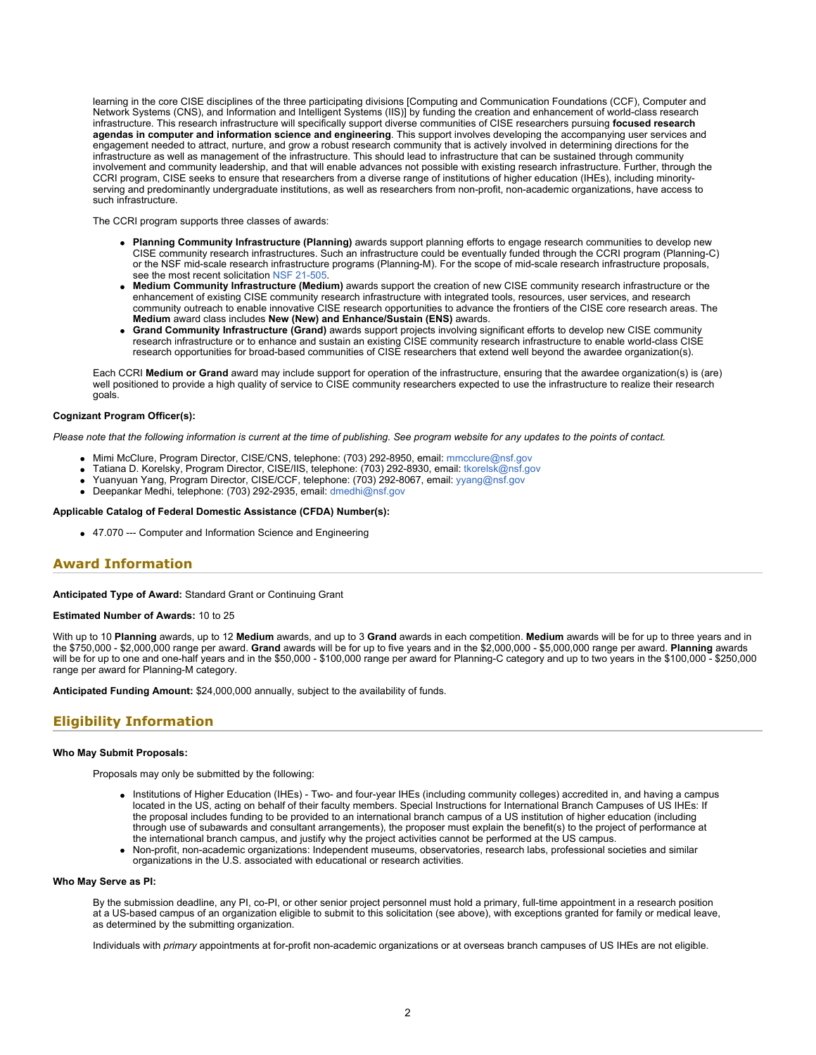learning in the core CISE disciplines of the three participating divisions [Computing and Communication Foundations (CCF), Computer and Network Systems (CNS), and Information and Intelligent Systems (IIS)] by funding the creation and enhancement of world-class research infrastructure. This research infrastructure will specifically support diverse communities of CISE researchers pursuing **focused research agendas in computer and information science and engineering**. This support involves developing the accompanying user services and engagement needed to attract, nurture, and grow a robust research community that is actively involved in determining directions for the infrastructure as well as management of the infrastructure. This should lead to infrastructure that can be sustained through community involvement and community leadership, and that will enable advances not possible with existing research infrastructure. Further, through the CCRI program, CISE seeks to ensure that researchers from a diverse range of institutions of higher education (IHEs), including minority-serving and predominantly undergraduate institutions, as well as researchers from non-profit, non-academic organizations, have access to such infrastructure.

The CCRI program supports three classes of awards:

- **Planning Community Infrastructure (Planning)** awards support planning efforts to engage research communities to develop new CISE community research infrastructures. Such an infrastructure could be eventually funded through the CCRI program (Planning-C) or the NSF mid-scale research infrastructure programs (Planning-M). For the scope of mid-scale research infrastructure proposals, see the most recent solicitation NSF 21-505.
- **Medium Community Infrastructure (Medium)** awards support the creation of new CISE community research infrastructure or the enhancement of existing CISE community research infrastructure with integrated tools, resources, user services, and research community outreach to enable innovative CISE research opportunities to advance the frontiers of the CISE core research areas. The **Medium** award class includes **New (New) and Enhance/Sustain (ENS)** awards.
- **Grand Community Infrastructure (Grand)** awards support projects involving significant efforts to develop new CISE community research infrastructure or to enhance and sustain an existing CISE community research infrastructure to enable world-class CISE research opportunities for broad-based communities of CISE researchers that extend well beyond the awardee organization(s).

Each CCRI **Medium or Grand** award may include support for operation of the infrastructure, ensuring that the awardee organization(s) is (are) well positioned to provide a high quality of service to CISE community researchers expected to use the infrastructure to realize their research goals.

**Cognizant Program Officer(s):**

*Please note that the following information is current at the time of publishing. See program website for any updates to the points of contact.*

- Mimi McClure, Program Director, CISE/CNS, telephone: (703) 292-8950, email: mmcclure@nsf.gov
- Tatiana D. Korelsky, Program Director, CISE/IIS, telephone: (703) 292-8930, email: tkorelsk@nsf.gov
- Yuanyuan Yang, Program Director, CISE/CCF, telephone: (703) 292-8067, email: yyang@nsf.gov
- Deepankar Medhi, telephone: (703) 292-2935, email: dmedhi@nsf.gov

**Applicable Catalog of Federal Domestic Assistance (CFDA) Number(s):**

- 47.070 --- Computer and Information Science and Engineering

## Award Information

**Anticipated Type of Award:** Standard Grant or Continuing Grant

**Estimated Number of Awards:** 10 to 25

With up to 10 **Planning** awards, up to 12 **Medium** awards, and up to 3 **Grand** awards in each competition. **Medium** awards will be for up to three years and in the $750,000 - $2,000,000 range per award. **Grand** awards will be for up to five years and in the $2,000,000 - $5,000,000 range per award. **Planning** awards will be for up to one and one-half years and in the $50,000 - $100,000 range per award for Planning-C category and up to two years in the $100,000 - $250,000 range per award for Planning-M category.

**Anticipated Funding Amount:** $24,000,000 annually, subject to the availability of funds.

## Eligibility Information

**Who May Submit Proposals:**

Proposals may only be submitted by the following:

- Institutions of Higher Education (IHEs) - Two- and four-year IHEs (including community colleges) accredited in, and having a campus located in the US, acting on behalf of their faculty members. Special Instructions for International Branch Campuses of US IHEs: If the proposal includes funding to be provided to an international branch campus of a US institution of higher education (including through use of subawards and consultant arrangements), the proposer must explain the benefit(s) to the project of performance at the international branch campus, and justify why the project activities cannot be performed at the US campus.
- Non-profit, non-academic organizations: Independent museums, observatories, research labs, professional societies and similar organizations in the U.S. associated with educational or research activities.

**Who May Serve as PI:**

By the submission deadline, any PI, co-PI, or other senior project personnel must hold a primary, full-time appointment in a research position at a US-based campus of an organization eligible to submit to this solicitation (see above), with exceptions granted for family or medical leave, as determined by the submitting organization.

Individuals with *primary* appointments at for-profit non-academic organizations or at overseas branch campuses of US IHEs are not eligible.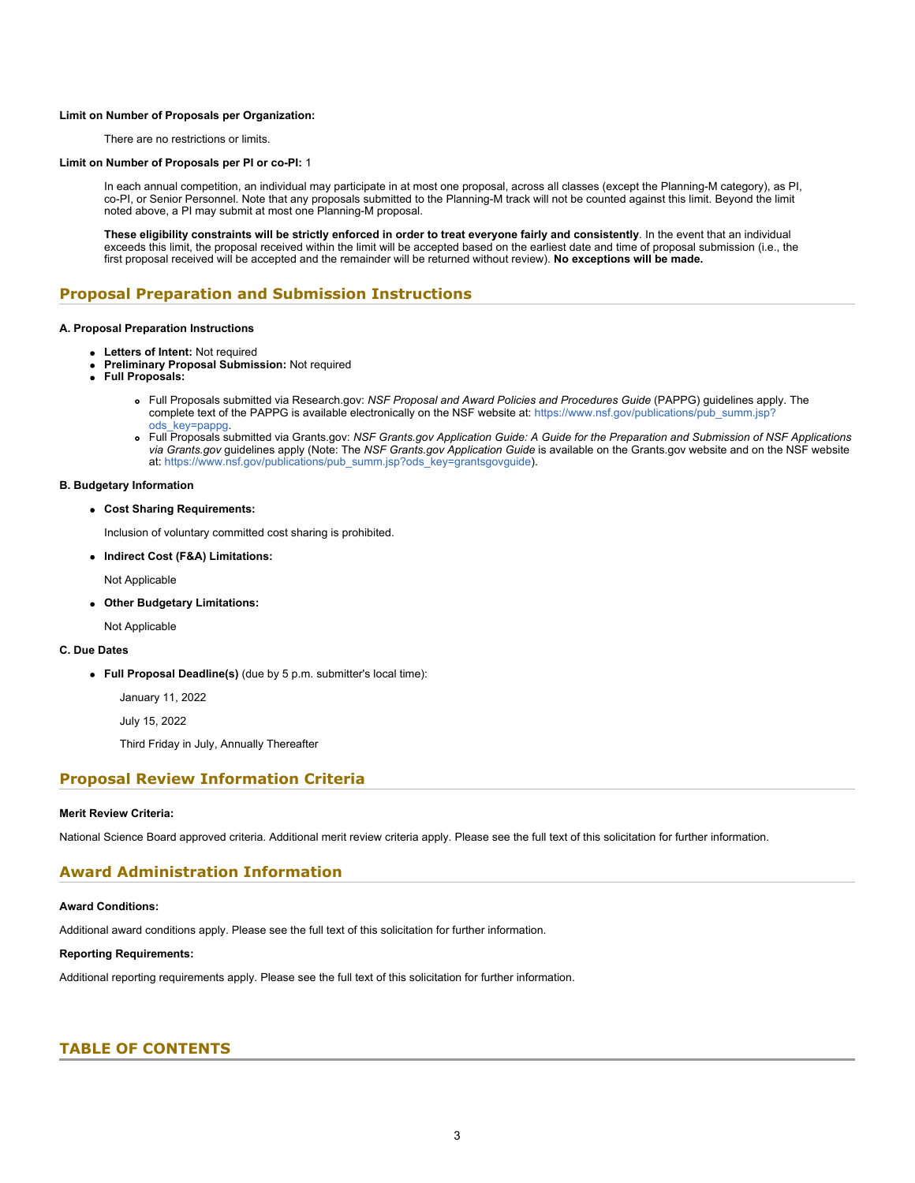**Limit on Number of Proposals per Organization:**

There are no restrictions or limits.

**Limit on Number of Proposals per PI or co-PI:** 1

In each annual competition, an individual may participate in at most one proposal, across all classes (except the Planning-M category), as PI, co-PI, or Senior Personnel. Note that any proposals submitted to the Planning-M track will not be counted against this limit. Beyond the limit noted above, a PI may submit at most one Planning-M proposal.

**These eligibility constraints will be strictly enforced in order to treat everyone fairly and consistently**. In the event that an individual exceeds this limit, the proposal received within the limit will be accepted based on the earliest date and time of proposal submission (i.e., the first proposal received will be accepted and the remainder will be returned without review). **No exceptions will be made.**

## Proposal Preparation and Submission Instructions

**A. Proposal Preparation Instructions**

- **Letters of Intent:** Not required
- **Preliminary Proposal Submission:** Not required
- **Full Proposals:**
    - Full Proposals submitted via Research.gov: *NSF Proposal and Award Policies and Procedures Guide* (PAPPG) guidelines apply. The complete text of the PAPPG is available electronically on the NSF website at: https://www.nsf.gov/publications/pub_summ.jsp?ods_key=pappg.
    - Full Proposals submitted via Grants.gov: *NSF Grants.gov Application Guide: A Guide for the Preparation and Submission of NSF Applications via Grants.gov* guidelines apply (Note: The *NSF Grants.gov Application Guide* is available on the Grants.gov website and on the NSF website at: https://www.nsf.gov/publications/pub_summ.jsp?ods_key=grantsgovguide).

**B. Budgetary Information**

- **Cost Sharing Requirements:**

  Inclusion of voluntary committed cost sharing is prohibited.

- **Indirect Cost (F&A) Limitations:**

  Not Applicable

- **Other Budgetary Limitations:**

  Not Applicable

**C. Due Dates**

- **Full Proposal Deadline(s)** (due by 5 p.m. submitter's local time):

  January 11, 2022

  July 15, 2022

  Third Friday in July, Annually Thereafter

## Proposal Review Information Criteria

**Merit Review Criteria:**

National Science Board approved criteria. Additional merit review criteria apply. Please see the full text of this solicitation for further information.

## Award Administration Information

**Award Conditions:**

Additional award conditions apply. Please see the full text of this solicitation for further information.

**Reporting Requirements:**

Additional reporting requirements apply. Please see the full text of this solicitation for further information.

## TABLE OF CONTENTS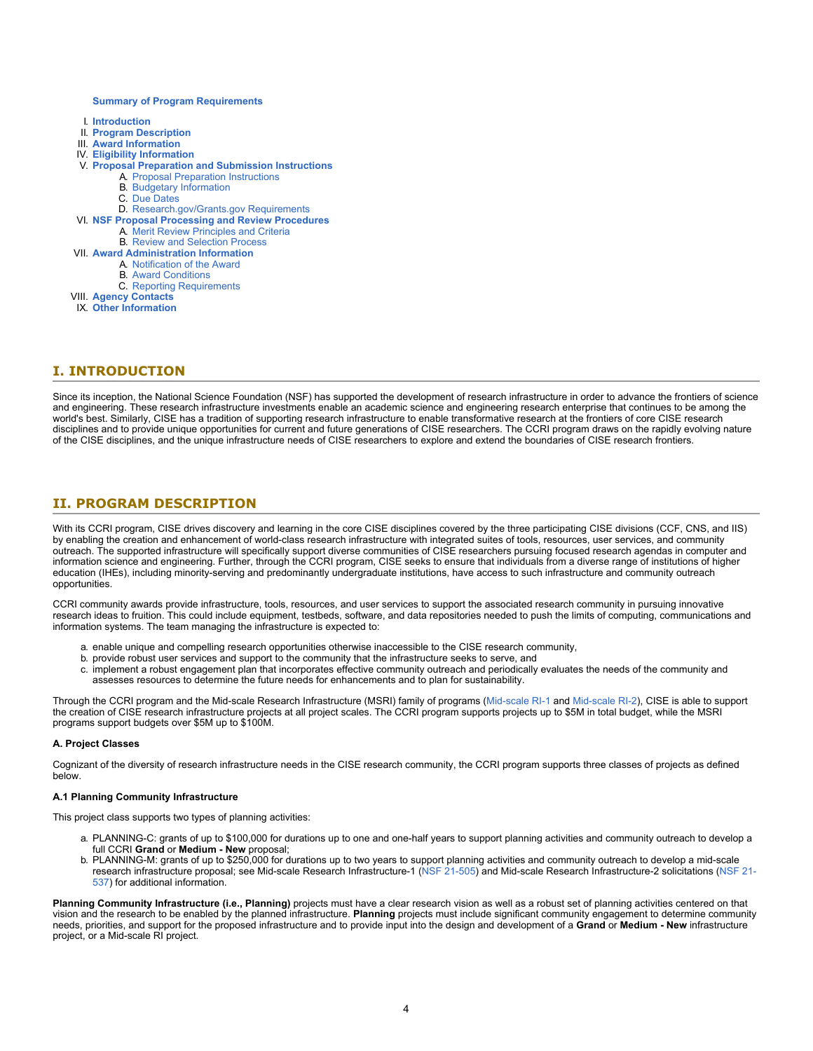**Summary of Program Requirements**

I. **Introduction**
II. **Program Description**
III. **Award Information**
IV. **Eligibility Information**
V. **Proposal Preparation and Submission Instructions**
    A. Proposal Preparation Instructions
    B. Budgetary Information
    C. Due Dates
    D. Research.gov/Grants.gov Requirements
VI. **NSF Proposal Processing and Review Procedures**
    A. Merit Review Principles and Criteria
    B. Review and Selection Process
VII. **Award Administration Information**
    A. Notification of the Award
    B. Award Conditions
    C. Reporting Requirements
VIII. **Agency Contacts**
IX. **Other Information**

## I. INTRODUCTION

Since its inception, the National Science Foundation (NSF) has supported the development of research infrastructure in order to advance the frontiers of science and engineering. These research infrastructure investments enable an academic science and engineering research enterprise that continues to be among the world's best. Similarly, CISE has a tradition of supporting research infrastructure to enable transformative research at the frontiers of core CISE research disciplines and to provide unique opportunities for current and future generations of CISE researchers. The CCRI program draws on the rapidly evolving nature of the CISE disciplines, and the unique infrastructure needs of CISE researchers to explore and extend the boundaries of CISE research frontiers.

## II. PROGRAM DESCRIPTION

With its CCRI program, CISE drives discovery and learning in the core CISE disciplines covered by the three participating CISE divisions (CCF, CNS, and IIS) by enabling the creation and enhancement of world-class research infrastructure with integrated suites of tools, resources, user services, and community outreach. The supported infrastructure will specifically support diverse communities of CISE researchers pursuing focused research agendas in computer and information science and engineering. Further, through the CCRI program, CISE seeks to ensure that individuals from a diverse range of institutions of higher education (IHEs), including minority-serving and predominantly undergraduate institutions, have access to such infrastructure and community outreach opportunities.

CCRI community awards provide infrastructure, tools, resources, and user services to support the associated research community in pursuing innovative research ideas to fruition. This could include equipment, testbeds, software, and data repositories needed to push the limits of computing, communications and information systems. The team managing the infrastructure is expected to:

a. enable unique and compelling research opportunities otherwise inaccessible to the CISE research community,
b. provide robust user services and support to the community that the infrastructure seeks to serve, and
c. implement a robust engagement plan that incorporates effective community outreach and periodically evaluates the needs of the community and assesses resources to determine the future needs for enhancements and to plan for sustainability.

Through the CCRI program and the Mid-scale Research Infrastructure (MSRI) family of programs (Mid-scale RI-1 and Mid-scale RI-2), CISE is able to support the creation of CISE research infrastructure projects at all project scales. The CCRI program supports projects up to $5M in total budget, while the MSRI programs support budgets over $5M up to $100M.

**A. Project Classes**

Cognizant of the diversity of research infrastructure needs in the CISE research community, the CCRI program supports three classes of projects as defined below.

**A.1 Planning Community Infrastructure**

This project class supports two types of planning activities:

a. PLANNING-C: grants of up to $100,000 for durations up to one and one-half years to support planning activities and community outreach to develop a full CCRI **Grand** or **Medium - New** proposal;
b. PLANNING-M: grants of up to $250,000 for durations up to two years to support planning activities and community outreach to develop a mid-scale research infrastructure proposal; see Mid-scale Research Infrastructure-1 (NSF 21-505) and Mid-scale Research Infrastructure-2 solicitations (NSF 21-537) for additional information.

**Planning Community Infrastructure (i.e., Planning)** projects must have a clear research vision as well as a robust set of planning activities centered on that vision and the research to be enabled by the planned infrastructure. **Planning** projects must include significant community engagement to determine community needs, priorities, and support for the proposed infrastructure and to provide input into the design and development of a **Grand** or **Medium - New** infrastructure project, or a Mid-scale RI project.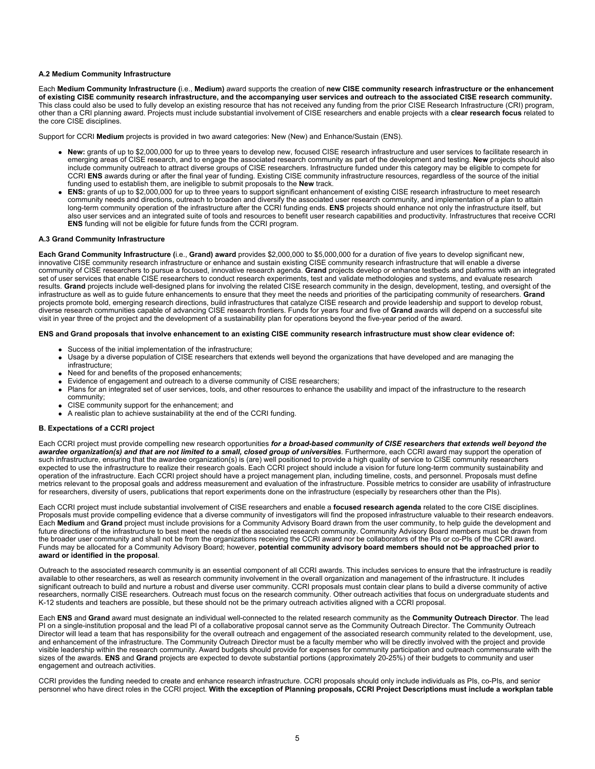#### A.2 Medium Community Infrastructure

Each **Medium Community Infrastructure (**i.e., **Medium)** award supports the creation of **new CISE community research infrastructure or the enhancement of existing CISE community research infrastructure, and the accompanying user services and outreach to the associated CISE research community.** This class could also be used to fully develop an existing resource that has not received any funding from the prior CISE Research Infrastructure (CRI) program, other than a CRI planning award. Projects must include substantial involvement of CISE researchers and enable projects with a **clear research focus** related to the core CISE disciplines.

Support for CCRI **Medium** projects is provided in two award categories: New (New) and Enhance/Sustain (ENS).

- **New:** grants of up to $2,000,000 for up to three years to develop new, focused CISE research infrastructure and user services to facilitate research in emerging areas of CISE research, and to engage the associated research community as part of the development and testing. **New** projects should also include community outreach to attract diverse groups of CISE researchers. Infrastructure funded under this category may be eligible to compete for CCRI **ENS** awards during or after the final year of funding. Existing CISE community infrastructure resources, regardless of the source of the initial funding used to establish them, are ineligible to submit proposals to the **New** track.
- **ENS:** grants of up to $2,000,000 for up to three years to support significant enhancement of existing CISE research infrastructure to meet research community needs and directions, outreach to broaden and diversify the associated user research community, and implementation of a plan to attain long-term community operation of the infrastructure after the CCRI funding ends. **ENS** projects should enhance not only the infrastructure itself, but also user services and an integrated suite of tools and resources to benefit user research capabilities and productivity. Infrastructures that receive CCRI **ENS** funding will not be eligible for future funds from the CCRI program.

#### A.3 Grand Community Infrastructure

**Each Grand Community Infrastructure (**i.e., **Grand) award** provides $2,000,000 to $5,000,000 for a duration of five years to develop significant new, innovative CISE community research infrastructure or enhance and sustain existing CISE community research infrastructure that will enable a diverse community of CISE researchers to pursue a focused, innovative research agenda. **Grand** projects develop or enhance testbeds and platforms with an integrated set of user services that enable CISE researchers to conduct research experiments, test and validate methodologies and systems, and evaluate research results. **Grand** projects include well-designed plans for involving the related CISE research community in the design, development, testing, and oversight of the infrastructure as well as to guide future enhancements to ensure that they meet the needs and priorities of the participating community of researchers. **Grand** projects promote bold, emerging research directions, build infrastructures that catalyze CISE research and provide leadership and support to develop robust, diverse research communities capable of advancing CISE research frontiers. Funds for years four and five of **Grand** awards will depend on a successful site visit in year three of the project and the development of a sustainability plan for operations beyond the five-year period of the award.

**ENS and Grand proposals that involve enhancement to an existing CISE community research infrastructure must show clear evidence of:**

- Success of the initial implementation of the infrastructure;
- Usage by a diverse population of CISE researchers that extends well beyond the organizations that have developed and are managing the infrastructure;
- Need for and benefits of the proposed enhancements;
- Evidence of engagement and outreach to a diverse community of CISE researchers;
- Plans for an integrated set of user services, tools, and other resources to enhance the usability and impact of the infrastructure to the research community;
- CISE community support for the enhancement; and
- A realistic plan to achieve sustainability at the end of the CCRI funding.

#### B. Expectations of a CCRI project

Each CCRI project must provide compelling new research opportunities ***for a broad-based community of CISE researchers that extends well beyond the awardee organization(s) and that are not limited to a small, closed group of universities***. Furthermore, each CCRI award may support the operation of such infrastructure, ensuring that the awardee organization(s) is (are) well positioned to provide a high quality of service to CISE community researchers expected to use the infrastructure to realize their research goals. Each CCRI project should include a vision for future long-term community sustainability and operation of the infrastructure. Each CCRI project should have a project management plan, including timeline, costs, and personnel. Proposals must define metrics relevant to the proposal goals and address measurement and evaluation of the infrastructure. Possible metrics to consider are usability of infrastructure for researchers, diversity of users, publications that report experiments done on the infrastructure (especially by researchers other than the PIs).

Each CCRI project must include substantial involvement of CISE researchers and enable a **focused research agenda** related to the core CISE disciplines. Proposals must provide compelling evidence that a diverse community of investigators will find the proposed infrastructure valuable to their research endeavors. Each **Medium** and **Grand** project must include provisions for a Community Advisory Board drawn from the user community, to help guide the development and future directions of the infrastructure to best meet the needs of the associated research community. Community Advisory Board members must be drawn from the broader user community and shall not be from the organizations receiving the CCRI award nor be collaborators of the PIs or co-PIs of the CCRI award. Funds may be allocated for a Community Advisory Board; however, **potential community advisory board members should not be approached prior to award or identified in the proposal**.

Outreach to the associated research community is an essential component of all CCRI awards. This includes services to ensure that the infrastructure is readily available to other researchers, as well as research community involvement in the overall organization and management of the infrastructure. It includes significant outreach to build and nurture a robust and diverse user community. CCRI proposals must contain clear plans to build a diverse community of active researchers, normally CISE researchers. Outreach must focus on the research community. Other outreach activities that focus on undergraduate students and K-12 students and teachers are possible, but these should not be the primary outreach activities aligned with a CCRI proposal.

Each **ENS** and **Grand** award must designate an individual well-connected to the related research community as the **Community Outreach Director**. The lead PI on a single-institution proposal and the lead PI of a collaborative proposal cannot serve as the Community Outreach Director. The Community Outreach Director will lead a team that has responsibility for the overall outreach and engagement of the associated research community related to the development, use, and enhancement of the infrastructure. The Community Outreach Director must be a faculty member who will be directly involved with the project and provide visible leadership within the research community. Award budgets should provide for expenses for community participation and outreach commensurate with the sizes of the awards. **ENS** and **Grand** projects are expected to devote substantial portions (approximately 20-25%) of their budgets to community and user engagement and outreach activities.

CCRI provides the funding needed to create and enhance research infrastructure. CCRI proposals should only include individuals as PIs, co-PIs, and senior personnel who have direct roles in the CCRI project. **With the exception of Planning proposals, CCRI Project Descriptions must include a workplan table**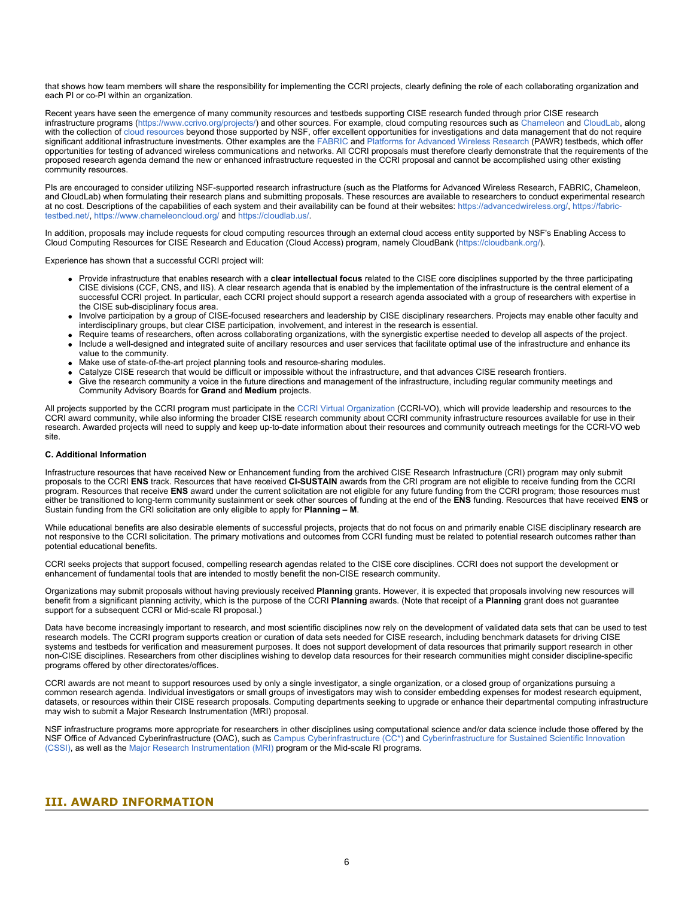that shows how team members will share the responsibility for implementing the CCRI projects, clearly defining the role of each collaborating organization and each PI or co-PI within an organization.

Recent years have seen the emergence of many community resources and testbeds supporting CISE research funded through prior CISE research infrastructure programs (https://www.ccrivo.org/projects/) and other sources. For example, cloud computing resources such as Chameleon and CloudLab, along with the collection of cloud resources beyond those supported by NSF, offer excellent opportunities for investigations and data management that do not require significant additional infrastructure investments. Other examples are the FABRIC and Platforms for Advanced Wireless Research (PAWR) testbeds, which offer opportunities for testing of advanced wireless communications and networks. All CCRI proposals must therefore clearly demonstrate that the requirements of the proposed research agenda demand the new or enhanced infrastructure requested in the CCRI proposal and cannot be accomplished using other existing community resources.

PIs are encouraged to consider utilizing NSF-supported research infrastructure (such as the Platforms for Advanced Wireless Research, FABRIC, Chameleon, and CloudLab) when formulating their research plans and submitting proposals. These resources are available to researchers to conduct experimental research at no cost. Descriptions of the capabilities of each system and their availability can be found at their websites: https://advancedwireless.org/, https://fabric-testbed.net/, https://www.chameleoncloud.org/ and https://cloudlab.us/.

In addition, proposals may include requests for cloud computing resources through an external cloud access entity supported by NSF's Enabling Access to Cloud Computing Resources for CISE Research and Education (Cloud Access) program, namely CloudBank (https://cloudbank.org/).

Experience has shown that a successful CCRI project will:

- Provide infrastructure that enables research with a **clear intellectual focus** related to the CISE core disciplines supported by the three participating CISE divisions (CCF, CNS, and IIS). A clear research agenda that is enabled by the implementation of the infrastructure is the central element of a successful CCRI project. In particular, each CCRI project should support a research agenda associated with a group of researchers with expertise in the CISE sub-disciplinary focus area.
- Involve participation by a group of CISE-focused researchers and leadership by CISE disciplinary researchers. Projects may enable other faculty and interdisciplinary groups, but clear CISE participation, involvement, and interest in the research is essential.
- Require teams of researchers, often across collaborating organizations, with the synergistic expertise needed to develop all aspects of the project.
- Include a well-designed and integrated suite of ancillary resources and user services that facilitate optimal use of the infrastructure and enhance its value to the community.
- Make use of state-of-the-art project planning tools and resource-sharing modules.
- Catalyze CISE research that would be difficult or impossible without the infrastructure, and that advances CISE research frontiers.
- Give the research community a voice in the future directions and management of the infrastructure, including regular community meetings and Community Advisory Boards for **Grand** and **Medium** projects.

All projects supported by the CCRI program must participate in the CCRI Virtual Organization (CCRI-VO), which will provide leadership and resources to the CCRI award community, while also informing the broader CISE research community about CCRI community infrastructure resources available for use in their research. Awarded projects will need to supply and keep up-to-date information about their resources and community outreach meetings for the CCRI-VO web site.

**C. Additional Information**

Infrastructure resources that have received New or Enhancement funding from the archived CISE Research Infrastructure (CRI) program may only submit proposals to the CCRI **ENS** track. Resources that have received **CI-SUSTAIN** awards from the CRI program are not eligible to receive funding from the CCRI program. Resources that receive **ENS** award under the current solicitation are not eligible for any future funding from the CCRI program; those resources must either be transitioned to long-term community sustainment or seek other sources of funding at the end of the **ENS** funding. Resources that have received **ENS** or Sustain funding from the CRI solicitation are only eligible to apply for **Planning – M**.

While educational benefits are also desirable elements of successful projects, projects that do not focus on and primarily enable CISE disciplinary research are not responsive to the CCRI solicitation. The primary motivations and outcomes from CCRI funding must be related to potential research outcomes rather than potential educational benefits.

CCRI seeks projects that support focused, compelling research agendas related to the CISE core disciplines. CCRI does not support the development or enhancement of fundamental tools that are intended to mostly benefit the non-CISE research community.

Organizations may submit proposals without having previously received **Planning** grants. However, it is expected that proposals involving new resources will benefit from a significant planning activity, which is the purpose of the CCRI **Planning** awards. (Note that receipt of a **Planning** grant does not guarantee support for a subsequent CCRI or Mid-scale RI proposal.)

Data have become increasingly important to research, and most scientific disciplines now rely on the development of validated data sets that can be used to test research models. The CCRI program supports creation or curation of data sets needed for CISE research, including benchmark datasets for driving CISE systems and testbeds for verification and measurement purposes. It does not support development of data resources that primarily support research in other non-CISE disciplines. Researchers from other disciplines wishing to develop data resources for their research communities might consider discipline-specific programs offered by other directorates/offices.

CCRI awards are not meant to support resources used by only a single investigator, a single organization, or a closed group of organizations pursuing a common research agenda. Individual investigators or small groups of investigators may wish to consider embedding expenses for modest research equipment, datasets, or resources within their CISE research proposals. Computing departments seeking to upgrade or enhance their departmental computing infrastructure may wish to submit a Major Research Instrumentation (MRI) proposal.

NSF infrastructure programs more appropriate for researchers in other disciplines using computational science and/or data science include those offered by the NSF Office of Advanced Cyberinfrastructure (OAC), such as Campus Cyberinfrastructure (CC*) and Cyberinfrastructure for Sustained Scientific Innovation (CSSI), as well as the Major Research Instrumentation (MRI) program or the Mid-scale RI programs.

## III. AWARD INFORMATION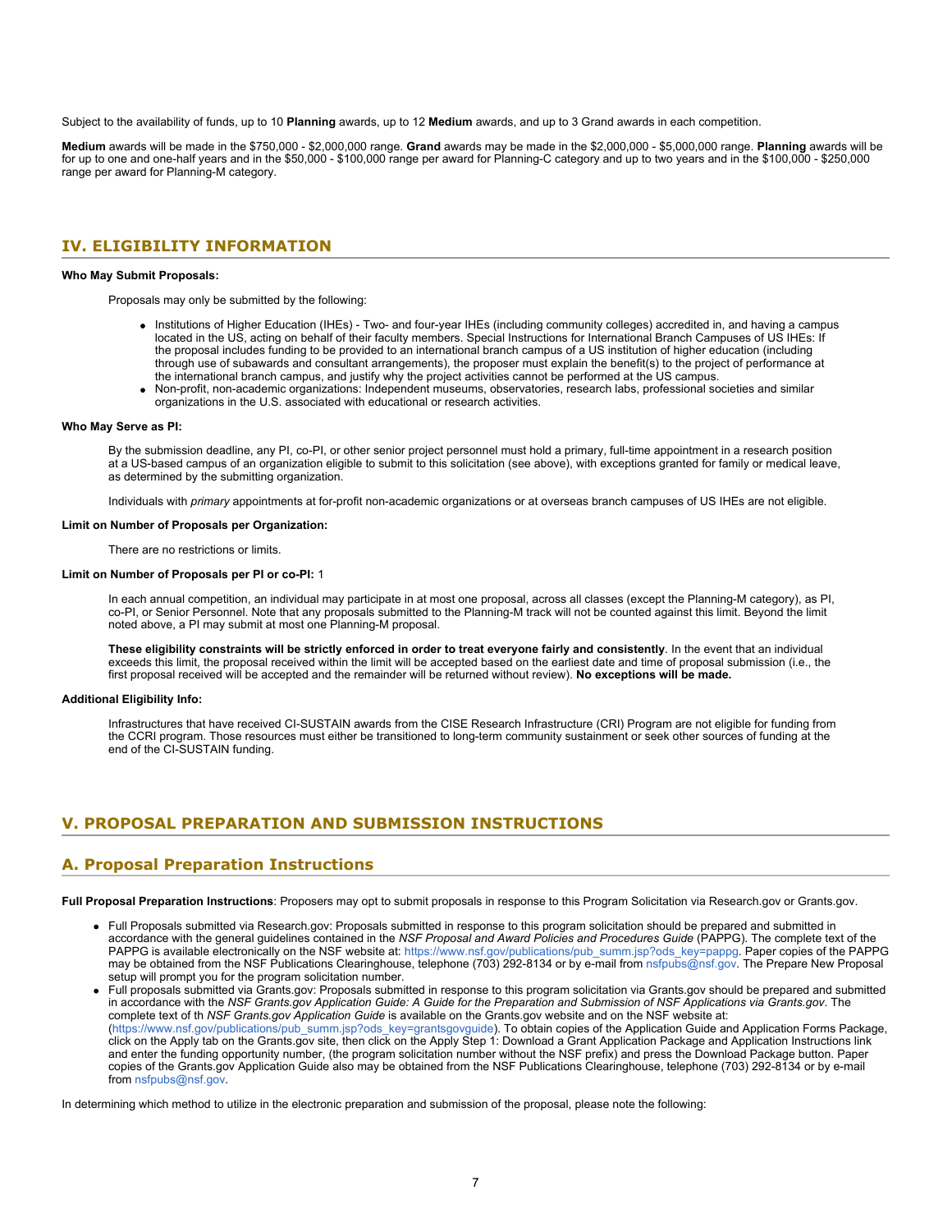Subject to the availability of funds, up to 10 **Planning** awards, up to 12 **Medium** awards, and up to 3 Grand awards in each competition.

**Medium** awards will be made in the $750,000 - $2,000,000 range. **Grand** awards may be made in the $2,000,000 - $5,000,000 range. **Planning** awards will be for up to one and one-half years and in the $50,000 - $100,000 range per award for Planning-C category and up to two years and in the $100,000 - $250,000 range per award for Planning-M category.

## IV. ELIGIBILITY INFORMATION

**Who May Submit Proposals:**

Proposals may only be submitted by the following:

- Institutions of Higher Education (IHEs) - Two- and four-year IHEs (including community colleges) accredited in, and having a campus located in the US, acting on behalf of their faculty members. Special Instructions for International Branch Campuses of US IHEs: If the proposal includes funding to be provided to an international branch campus of a US institution of higher education (including through use of subawards and consultant arrangements), the proposer must explain the benefit(s) to the project of performance at the international branch campus, and justify why the project activities cannot be performed at the US campus.
- Non-profit, non-academic organizations: Independent museums, observatories, research labs, professional societies and similar organizations in the U.S. associated with educational or research activities.

**Who May Serve as PI:**

By the submission deadline, any PI, co-PI, or other senior project personnel must hold a primary, full-time appointment in a research position at a US-based campus of an organization eligible to submit to this solicitation (see above), with exceptions granted for family or medical leave, as determined by the submitting organization.

Individuals with *primary* appointments at for-profit non-academic organizations or at overseas branch campuses of US IHEs are not eligible.

**Limit on Number of Proposals per Organization:**

There are no restrictions or limits.

**Limit on Number of Proposals per PI or co-PI:** 1

In each annual competition, an individual may participate in at most one proposal, across all classes (except the Planning-M category), as PI, co-PI, or Senior Personnel. Note that any proposals submitted to the Planning-M track will not be counted against this limit. Beyond the limit noted above, a PI may submit at most one Planning-M proposal.

**These eligibility constraints will be strictly enforced in order to treat everyone fairly and consistently**. In the event that an individual exceeds this limit, the proposal received within the limit will be accepted based on the earliest date and time of proposal submission (i.e., the first proposal received will be accepted and the remainder will be returned without review). **No exceptions will be made.**

**Additional Eligibility Info:**

Infrastructures that have received CI-SUSTAIN awards from the CISE Research Infrastructure (CRI) Program are not eligible for funding from the CCRI program. Those resources must either be transitioned to long-term community sustainment or seek other sources of funding at the end of the CI-SUSTAIN funding.

## V. PROPOSAL PREPARATION AND SUBMISSION INSTRUCTIONS

## A. Proposal Preparation Instructions

**Full Proposal Preparation Instructions**: Proposers may opt to submit proposals in response to this Program Solicitation via Research.gov or Grants.gov.

- Full Proposals submitted via Research.gov: Proposals submitted in response to this program solicitation should be prepared and submitted in accordance with the general guidelines contained in the *NSF Proposal and Award Policies and Procedures Guide* (PAPPG). The complete text of the PAPPG is available electronically on the NSF website at: https://www.nsf.gov/publications/pub_summ.jsp?ods_key=pappg. Paper copies of the PAPPG may be obtained from the NSF Publications Clearinghouse, telephone (703) 292-8134 or by e-mail from nsfpubs@nsf.gov. The Prepare New Proposal setup will prompt you for the program solicitation number.
- Full proposals submitted via Grants.gov: Proposals submitted in response to this program solicitation via Grants.gov should be prepared and submitted in accordance with the *NSF Grants.gov Application Guide: A Guide for the Preparation and Submission of NSF Applications via Grants.gov*. The complete text of th *NSF Grants.gov Application Guide* is available on the Grants.gov website and on the NSF website at: (https://www.nsf.gov/publications/pub_summ.jsp?ods_key=grantsgovguide). To obtain copies of the Application Guide and Application Forms Package, click on the Apply tab on the Grants.gov site, then click on the Apply Step 1: Download a Grant Application Package and Application Instructions link and enter the funding opportunity number, (the program solicitation number without the NSF prefix) and press the Download Package button. Paper copies of the Grants.gov Application Guide also may be obtained from the NSF Publications Clearinghouse, telephone (703) 292-8134 or by e-mail from nsfpubs@nsf.gov.

In determining which method to utilize in the electronic preparation and submission of the proposal, please note the following: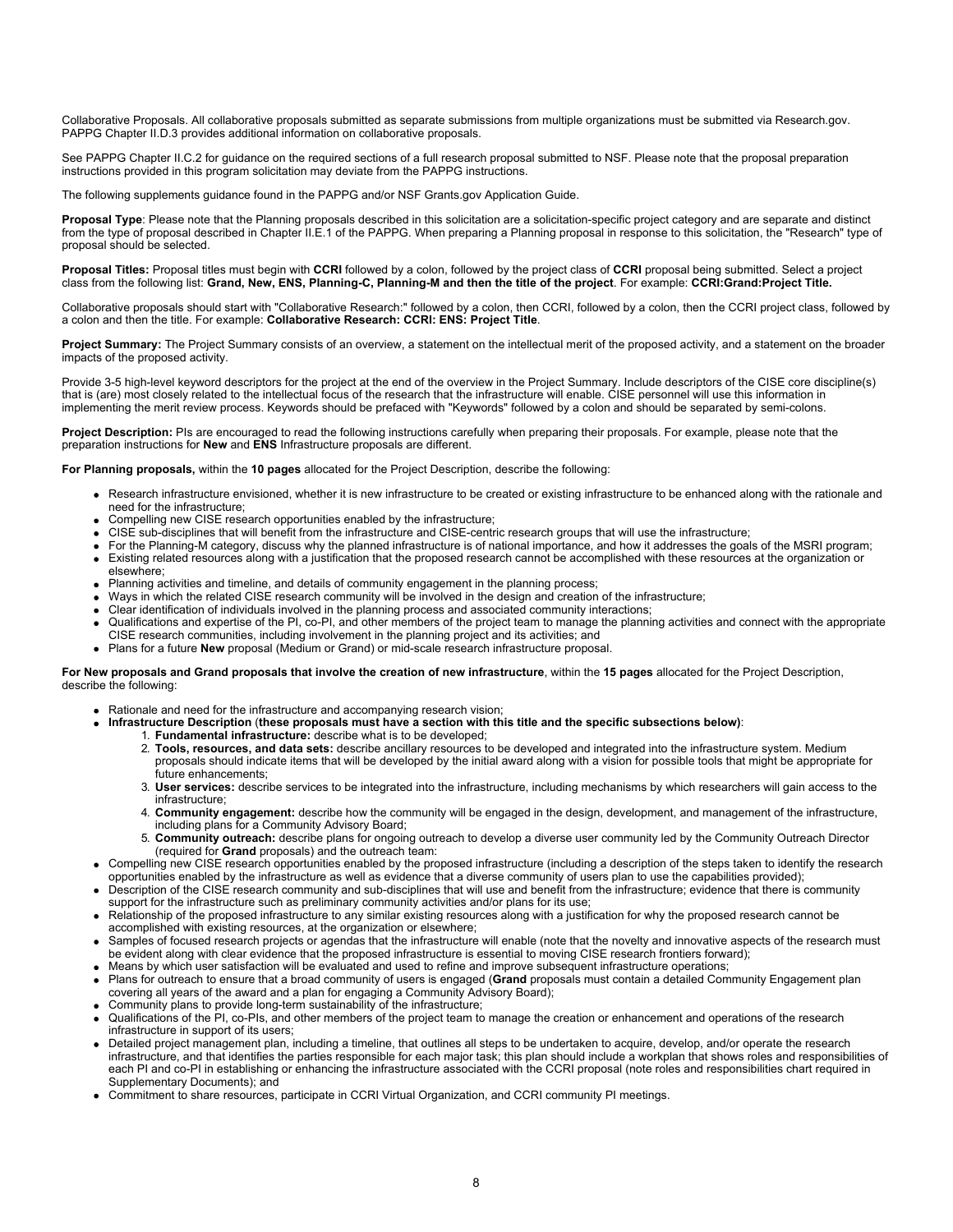Collaborative Proposals. All collaborative proposals submitted as separate submissions from multiple organizations must be submitted via Research.gov. PAPPG Chapter II.D.3 provides additional information on collaborative proposals.

See PAPPG Chapter II.C.2 for guidance on the required sections of a full research proposal submitted to NSF. Please note that the proposal preparation instructions provided in this program solicitation may deviate from the PAPPG instructions.

The following supplements guidance found in the PAPPG and/or NSF Grants.gov Application Guide.

**Proposal Type**: Please note that the Planning proposals described in this solicitation are a solicitation-specific project category and are separate and distinct from the type of proposal described in Chapter II.E.1 of the PAPPG. When preparing a Planning proposal in response to this solicitation, the "Research" type of proposal should be selected.

**Proposal Titles:** Proposal titles must begin with **CCRI** followed by a colon, followed by the project class of **CCRI** proposal being submitted. Select a project class from the following list: **Grand, New, ENS, Planning-C, Planning-M and then the title of the project**. For example: **CCRI:Grand:Project Title.**

Collaborative proposals should start with "Collaborative Research:" followed by a colon, then CCRI, followed by a colon, then the CCRI project class, followed by a colon and then the title. For example: **Collaborative Research: CCRI: ENS: Project Title**.

**Project Summary:** The Project Summary consists of an overview, a statement on the intellectual merit of the proposed activity, and a statement on the broader impacts of the proposed activity.

Provide 3-5 high-level keyword descriptors for the project at the end of the overview in the Project Summary. Include descriptors of the CISE core discipline(s) that is (are) most closely related to the intellectual focus of the research that the infrastructure will enable. CISE personnel will use this information in implementing the merit review process. Keywords should be prefaced with "Keywords" followed by a colon and should be separated by semi-colons.

**Project Description:** PIs are encouraged to read the following instructions carefully when preparing their proposals. For example, please note that the preparation instructions for **New** and **ENS** Infrastructure proposals are different.

**For Planning proposals,** within the **10 pages** allocated for the Project Description, describe the following:

- Research infrastructure envisioned, whether it is new infrastructure to be created or existing infrastructure to be enhanced along with the rationale and need for the infrastructure;
- Compelling new CISE research opportunities enabled by the infrastructure;
- CISE sub-disciplines that will benefit from the infrastructure and CISE-centric research groups that will use the infrastructure;
- For the Planning-M category, discuss why the planned infrastructure is of national importance, and how it addresses the goals of the MSRI program;
- Existing related resources along with a justification that the proposed research cannot be accomplished with these resources at the organization or elsewhere;
- Planning activities and timeline, and details of community engagement in the planning process;
- Ways in which the related CISE research community will be involved in the design and creation of the infrastructure;
- Clear identification of individuals involved in the planning process and associated community interactions;
- Qualifications and expertise of the PI, co-PI, and other members of the project team to manage the planning activities and connect with the appropriate CISE research communities, including involvement in the planning project and its activities; and
- Plans for a future **New** proposal (Medium or Grand) or mid-scale research infrastructure proposal.

**For New proposals and Grand proposals that involve the creation of new infrastructure**, within the **15 pages** allocated for the Project Description, describe the following:

- Rationale and need for the infrastructure and accompanying research vision;
- **Infrastructure Description** (**these proposals must have a section with this title and the specific subsections below)**:
    1. **Fundamental infrastructure:** describe what is to be developed;
    2. **Tools, resources, and data sets:** describe ancillary resources to be developed and integrated into the infrastructure system. Medium proposals should indicate items that will be developed by the initial award along with a vision for possible tools that might be appropriate for future enhancements;
    3. **User services:** describe services to be integrated into the infrastructure, including mechanisms by which researchers will gain access to the infrastructure;
    4. **Community engagement:** describe how the community will be engaged in the design, development, and management of the infrastructure, including plans for a Community Advisory Board;
    5. **Community outreach:** describe plans for ongoing outreach to develop a diverse user community led by the Community Outreach Director (required for **Grand** proposals) and the outreach team:
- Compelling new CISE research opportunities enabled by the proposed infrastructure (including a description of the steps taken to identify the research opportunities enabled by the infrastructure as well as evidence that a diverse community of users plan to use the capabilities provided);
- Description of the CISE research community and sub-disciplines that will use and benefit from the infrastructure; evidence that there is community support for the infrastructure such as preliminary community activities and/or plans for its use;
- Relationship of the proposed infrastructure to any similar existing resources along with a justification for why the proposed research cannot be accomplished with existing resources, at the organization or elsewhere;
- Samples of focused research projects or agendas that the infrastructure will enable (note that the novelty and innovative aspects of the research must be evident along with clear evidence that the proposed infrastructure is essential to moving CISE research frontiers forward);
- Means by which user satisfaction will be evaluated and used to refine and improve subsequent infrastructure operations;
- Plans for outreach to ensure that a broad community of users is engaged (**Grand** proposals must contain a detailed Community Engagement plan covering all years of the award and a plan for engaging a Community Advisory Board);
- Community plans to provide long-term sustainability of the infrastructure;
- Qualifications of the PI, co-PIs, and other members of the project team to manage the creation or enhancement and operations of the research infrastructure in support of its users;
- Detailed project management plan, including a timeline, that outlines all steps to be undertaken to acquire, develop, and/or operate the research infrastructure, and that identifies the parties responsible for each major task; this plan should include a workplan that shows roles and responsibilities of each PI and co-PI in establishing or enhancing the infrastructure associated with the CCRI proposal (note roles and responsibilities chart required in Supplementary Documents); and
- Commitment to share resources, participate in CCRI Virtual Organization, and CCRI community PI meetings.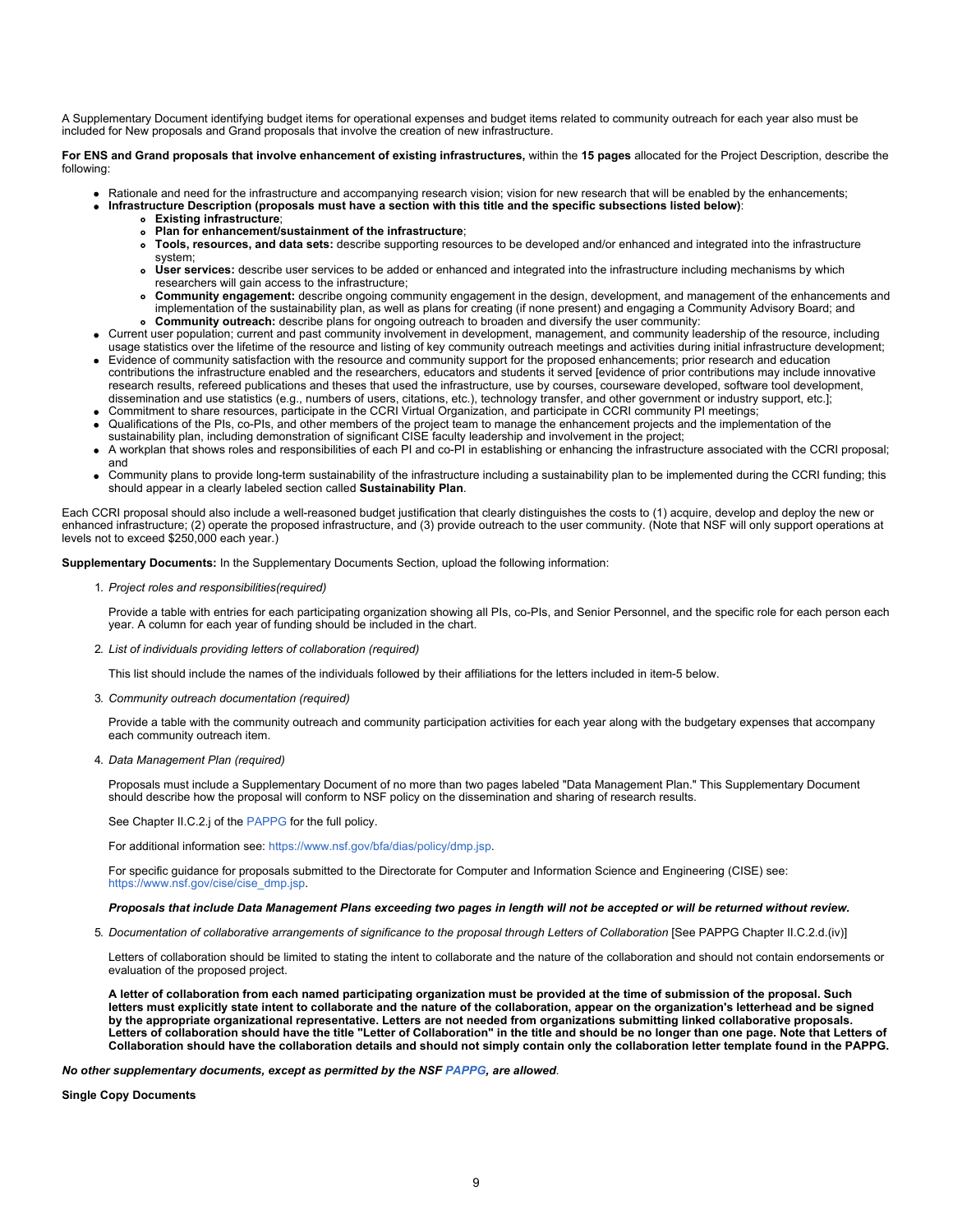A Supplementary Document identifying budget items for operational expenses and budget items related to community outreach for each year also must be included for New proposals and Grand proposals that involve the creation of new infrastructure.

**For ENS and Grand proposals that involve enhancement of existing infrastructures,** within the **15 pages** allocated for the Project Description, describe the following:

- Rationale and need for the infrastructure and accompanying research vision; vision for new research that will be enabled by the enhancements;
- **Infrastructure Description (proposals must have a section with this title and the specific subsections listed below)**:
  - **Existing infrastructure**;
  - **Plan for enhancement/sustainment of the infrastructure**;
  - **Tools, resources, and data sets:** describe supporting resources to be developed and/or enhanced and integrated into the infrastructure system;
  - **User services:** describe user services to be added or enhanced and integrated into the infrastructure including mechanisms by which researchers will gain access to the infrastructure;
  - **Community engagement:** describe ongoing community engagement in the design, development, and management of the enhancements and implementation of the sustainability plan, as well as plans for creating (if none present) and engaging a Community Advisory Board; and
  - **Community outreach:** describe plans for ongoing outreach to broaden and diversify the user community:
- Current user population; current and past community involvement in development, management, and community leadership of the resource, including usage statistics over the lifetime of the resource and listing of key community outreach meetings and activities during initial infrastructure development;
- Evidence of community satisfaction with the resource and community support for the proposed enhancements; prior research and education contributions the infrastructure enabled and the researchers, educators and students it served [evidence of prior contributions may include innovative research results, refereed publications and theses that used the infrastructure, use by courses, courseware developed, software tool development, dissemination and use statistics (e.g., numbers of users, citations, etc.), technology transfer, and other government or industry support, etc.];
- Commitment to share resources, participate in the CCRI Virtual Organization, and participate in CCRI community PI meetings;
- Qualifications of the PIs, co-PIs, and other members of the project team to manage the enhancement projects and the implementation of the sustainability plan, including demonstration of significant CISE faculty leadership and involvement in the project;
- A workplan that shows roles and responsibilities of each PI and co-PI in establishing or enhancing the infrastructure associated with the CCRI proposal; and
- Community plans to provide long-term sustainability of the infrastructure including a sustainability plan to be implemented during the CCRI funding; this should appear in a clearly labeled section called **Sustainability Plan**.

Each CCRI proposal should also include a well-reasoned budget justification that clearly distinguishes the costs to (1) acquire, develop and deploy the new or enhanced infrastructure; (2) operate the proposed infrastructure, and (3) provide outreach to the user community. (Note that NSF will only support operations at levels not to exceed $250,000 each year.)

**Supplementary Documents:** In the Supplementary Documents Section, upload the following information:

1. *Project roles and responsibilities(required)*

   Provide a table with entries for each participating organization showing all PIs, co-PIs, and Senior Personnel, and the specific role for each person each year. A column for each year of funding should be included in the chart.

2. *List of individuals providing letters of collaboration (required)*

   This list should include the names of the individuals followed by their affiliations for the letters included in item-5 below.

3. *Community outreach documentation (required)*

   Provide a table with the community outreach and community participation activities for each year along with the budgetary expenses that accompany each community outreach item.

4. *Data Management Plan (required)*

   Proposals must include a Supplementary Document of no more than two pages labeled "Data Management Plan." This Supplementary Document should describe how the proposal will conform to NSF policy on the dissemination and sharing of research results.

   See Chapter II.C.2.j of the PAPPG for the full policy.

   For additional information see: https://www.nsf.gov/bfa/dias/policy/dmp.jsp.

   For specific guidance for proposals submitted to the Directorate for Computer and Information Science and Engineering (CISE) see: https://www.nsf.gov/cise/cise_dmp.jsp.

   ***Proposals that include Data Management Plans exceeding two pages in length will not be accepted or will be returned without review.***

5. *Documentation of collaborative arrangements of significance to the proposal through Letters of Collaboration* [See PAPPG Chapter II.C.2.d.(iv)]

   Letters of collaboration should be limited to stating the intent to collaborate and the nature of the collaboration and should not contain endorsements or evaluation of the proposed project.

   **A letter of collaboration from each named participating organization must be provided at the time of submission of the proposal. Such letters must explicitly state intent to collaborate and the nature of the collaboration, appear on the organization's letterhead and be signed by the appropriate organizational representative. Letters are not needed from organizations submitting linked collaborative proposals. Letters of collaboration should have the title "Letter of Collaboration" in the title and should be no longer than one page. Note that Letters of Collaboration should have the collaboration details and should not simply contain only the collaboration letter template found in the PAPPG.**

***No other supplementary documents, except as permitted by the NSF PAPPG, are allowed***.

**Single Copy Documents**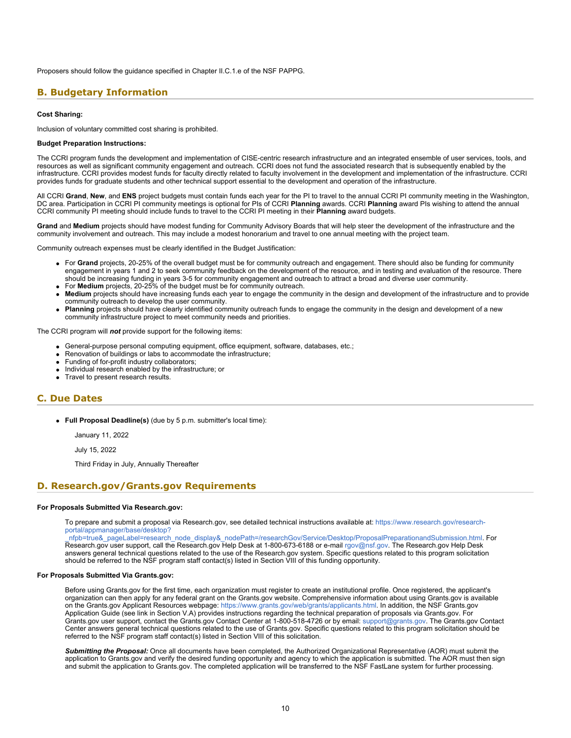Proposers should follow the guidance specified in Chapter II.C.1.e of the NSF PAPPG.

## B. Budgetary Information

**Cost Sharing:**

Inclusion of voluntary committed cost sharing is prohibited.

**Budget Preparation Instructions:**

The CCRI program funds the development and implementation of CISE-centric research infrastructure and an integrated ensemble of user services, tools, and resources as well as significant community engagement and outreach. CCRI does not fund the associated research that is subsequently enabled by the infrastructure. CCRI provides modest funds for faculty directly related to faculty involvement in the development and implementation of the infrastructure. CCRI provides funds for graduate students and other technical support essential to the development and operation of the infrastructure.

All CCRI **Grand**, **New**, and **ENS** project budgets must contain funds each year for the PI to travel to the annual CCRI PI community meeting in the Washington, DC area. Participation in CCRI PI community meetings is optional for PIs of CCRI **Planning** awards. CCRI **Planning** award PIs wishing to attend the annual CCRI community PI meeting should include funds to travel to the CCRI PI meeting in their **Planning** award budgets.

**Grand** and **Medium** projects should have modest funding for Community Advisory Boards that will help steer the development of the infrastructure and the community involvement and outreach. This may include a modest honorarium and travel to one annual meeting with the project team.

Community outreach expenses must be clearly identified in the Budget Justification:

- For **Grand** projects, 20-25% of the overall budget must be for community outreach and engagement. There should also be funding for community engagement in years 1 and 2 to seek community feedback on the development of the resource, and in testing and evaluation of the resource. There should be increasing funding in years 3-5 for community engagement and outreach to attract a broad and diverse user community.
- For **Medium** projects, 20-25% of the budget must be for community outreach.
- **Medium** projects should have increasing funds each year to engage the community in the design and development of the infrastructure and to provide community outreach to develop the user community.
- **Planning** projects should have clearly identified community outreach funds to engage the community in the design and development of a new community infrastructure project to meet community needs and priorities.

The CCRI program will ***not*** provide support for the following items:

- General-purpose personal computing equipment, office equipment, software, databases, etc.;
- Renovation of buildings or labs to accommodate the infrastructure;
- Funding of for-profit industry collaborators;
- Individual research enabled by the infrastructure; or
- Travel to present research results.

## C. Due Dates

- **Full Proposal Deadline(s)** (due by 5 p.m. submitter's local time):

  January 11, 2022

  July 15, 2022

  Third Friday in July, Annually Thereafter

## D. Research.gov/Grants.gov Requirements

**For Proposals Submitted Via Research.gov:**

To prepare and submit a proposal via Research.gov, see detailed technical instructions available at: https://www.research.gov/research-portal/appmanager/base/desktop?_nfpb=true&_pageLabel=research_node_display&_nodePath=/researchGov/Service/Desktop/ProposalPreparationandSubmission.html. For Research.gov user support, call the Research.gov Help Desk at 1-800-673-6188 or e-mail rgov@nsf.gov. The Research.gov Help Desk answers general technical questions related to the use of the Research.gov system. Specific questions related to this program solicitation should be referred to the NSF program staff contact(s) listed in Section VIII of this funding opportunity.

**For Proposals Submitted Via Grants.gov:**

Before using Grants.gov for the first time, each organization must register to create an institutional profile. Once registered, the applicant's organization can then apply for any federal grant on the Grants.gov website. Comprehensive information about using Grants.gov is available on the Grants.gov Applicant Resources webpage: https://www.grants.gov/web/grants/applicants.html. In addition, the NSF Grants.gov Application Guide (see link in Section V.A) provides instructions regarding the technical preparation of proposals via Grants.gov. For Grants.gov user support, contact the Grants.gov Contact Center at 1-800-518-4726 or by email: support@grants.gov. The Grants.gov Contact Center answers general technical questions related to the use of Grants.gov. Specific questions related to this program solicitation should be referred to the NSF program staff contact(s) listed in Section VIII of this solicitation.

***Submitting the Proposal:*** Once all documents have been completed, the Authorized Organizational Representative (AOR) must submit the application to Grants.gov and verify the desired funding opportunity and agency to which the application is submitted. The AOR must then sign and submit the application to Grants.gov. The completed application will be transferred to the NSF FastLane system for further processing.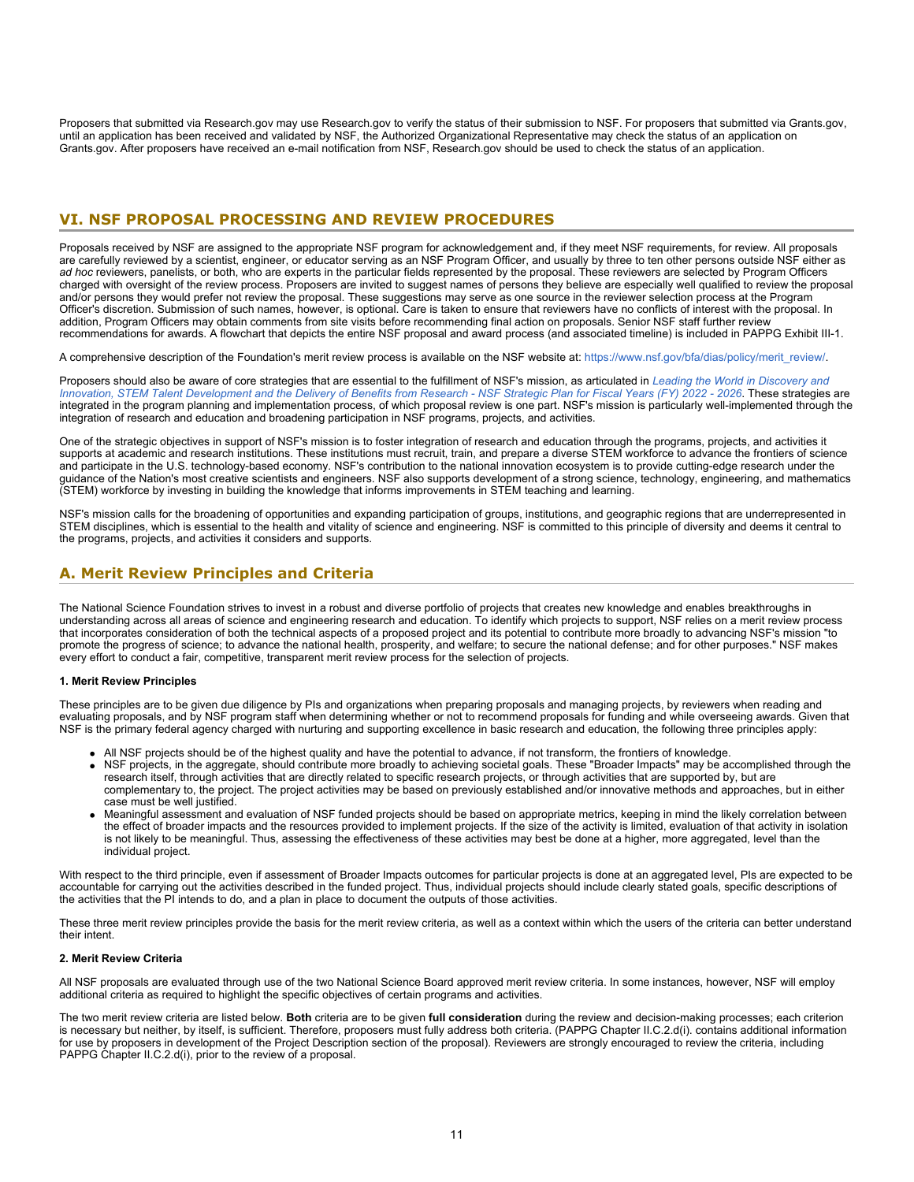Proposers that submitted via Research.gov may use Research.gov to verify the status of their submission to NSF. For proposers that submitted via Grants.gov, until an application has been received and validated by NSF, the Authorized Organizational Representative may check the status of an application on Grants.gov. After proposers have received an e-mail notification from NSF, Research.gov should be used to check the status of an application.

## VI. NSF PROPOSAL PROCESSING AND REVIEW PROCEDURES

Proposals received by NSF are assigned to the appropriate NSF program for acknowledgement and, if they meet NSF requirements, for review. All proposals are carefully reviewed by a scientist, engineer, or educator serving as an NSF Program Officer, and usually by three to ten other persons outside NSF either as *ad hoc* reviewers, panelists, or both, who are experts in the particular fields represented by the proposal. These reviewers are selected by Program Officers charged with oversight of the review process. Proposers are invited to suggest names of persons they believe are especially well qualified to review the proposal and/or persons they would prefer not review the proposal. These suggestions may serve as one source in the reviewer selection process at the Program Officer's discretion. Submission of such names, however, is optional. Care is taken to ensure that reviewers have no conflicts of interest with the proposal. In addition, Program Officers may obtain comments from site visits before recommending final action on proposals. Senior NSF staff further review recommendations for awards. A flowchart that depicts the entire NSF proposal and award process (and associated timeline) is included in PAPPG Exhibit III-1.

A comprehensive description of the Foundation's merit review process is available on the NSF website at: https://www.nsf.gov/bfa/dias/policy/merit_review/.

Proposers should also be aware of core strategies that are essential to the fulfillment of NSF's mission, as articulated in *Leading the World in Discovery and Innovation, STEM Talent Development and the Delivery of Benefits from Research - NSF Strategic Plan for Fiscal Years (FY) 2022 - 2026*. These strategies are integrated in the program planning and implementation process, of which proposal review is one part. NSF's mission is particularly well-implemented through the integration of research and education and broadening participation in NSF programs, projects, and activities.

One of the strategic objectives in support of NSF's mission is to foster integration of research and education through the programs, projects, and activities it supports at academic and research institutions. These institutions must recruit, train, and prepare a diverse STEM workforce to advance the frontiers of science and participate in the U.S. technology-based economy. NSF's contribution to the national innovation ecosystem is to provide cutting-edge research under the guidance of the Nation's most creative scientists and engineers. NSF also supports development of a strong science, technology, engineering, and mathematics (STEM) workforce by investing in building the knowledge that informs improvements in STEM teaching and learning.

NSF's mission calls for the broadening of opportunities and expanding participation of groups, institutions, and geographic regions that are underrepresented in STEM disciplines, which is essential to the health and vitality of science and engineering. NSF is committed to this principle of diversity and deems it central to the programs, projects, and activities it considers and supports.

### A. Merit Review Principles and Criteria

The National Science Foundation strives to invest in a robust and diverse portfolio of projects that creates new knowledge and enables breakthroughs in understanding across all areas of science and engineering research and education. To identify which projects to support, NSF relies on a merit review process that incorporates consideration of both the technical aspects of a proposed project and its potential to contribute more broadly to advancing NSF's mission "to promote the progress of science; to advance the national health, prosperity, and welfare; to secure the national defense; and for other purposes." NSF makes every effort to conduct a fair, competitive, transparent merit review process for the selection of projects.

#### 1. Merit Review Principles

These principles are to be given due diligence by PIs and organizations when preparing proposals and managing projects, by reviewers when reading and evaluating proposals, and by NSF program staff when determining whether or not to recommend proposals for funding and while overseeing awards. Given that NSF is the primary federal agency charged with nurturing and supporting excellence in basic research and education, the following three principles apply:

- All NSF projects should be of the highest quality and have the potential to advance, if not transform, the frontiers of knowledge.
- NSF projects, in the aggregate, should contribute more broadly to achieving societal goals. These "Broader Impacts" may be accomplished through the research itself, through activities that are directly related to specific research projects, or through activities that are supported by, but are complementary to, the project. The project activities may be based on previously established and/or innovative methods and approaches, but in either case must be well justified.
- Meaningful assessment and evaluation of NSF funded projects should be based on appropriate metrics, keeping in mind the likely correlation between the effect of broader impacts and the resources provided to implement projects. If the size of the activity is limited, evaluation of that activity in isolation is not likely to be meaningful. Thus, assessing the effectiveness of these activities may best be done at a higher, more aggregated, level than the individual project.

With respect to the third principle, even if assessment of Broader Impacts outcomes for particular projects is done at an aggregated level, PIs are expected to be accountable for carrying out the activities described in the funded project. Thus, individual projects should include clearly stated goals, specific descriptions of the activities that the PI intends to do, and a plan in place to document the outputs of those activities.

These three merit review principles provide the basis for the merit review criteria, as well as a context within which the users of the criteria can better understand their intent.

#### 2. Merit Review Criteria

All NSF proposals are evaluated through use of the two National Science Board approved merit review criteria. In some instances, however, NSF will employ additional criteria as required to highlight the specific objectives of certain programs and activities.

The two merit review criteria are listed below. **Both** criteria are to be given **full consideration** during the review and decision-making processes; each criterion is necessary but neither, by itself, is sufficient. Therefore, proposers must fully address both criteria. (PAPPG Chapter II.C.2.d(i). contains additional information for use by proposers in development of the Project Description section of the proposal). Reviewers are strongly encouraged to review the criteria, including PAPPG Chapter II.C.2.d(i), prior to the review of a proposal.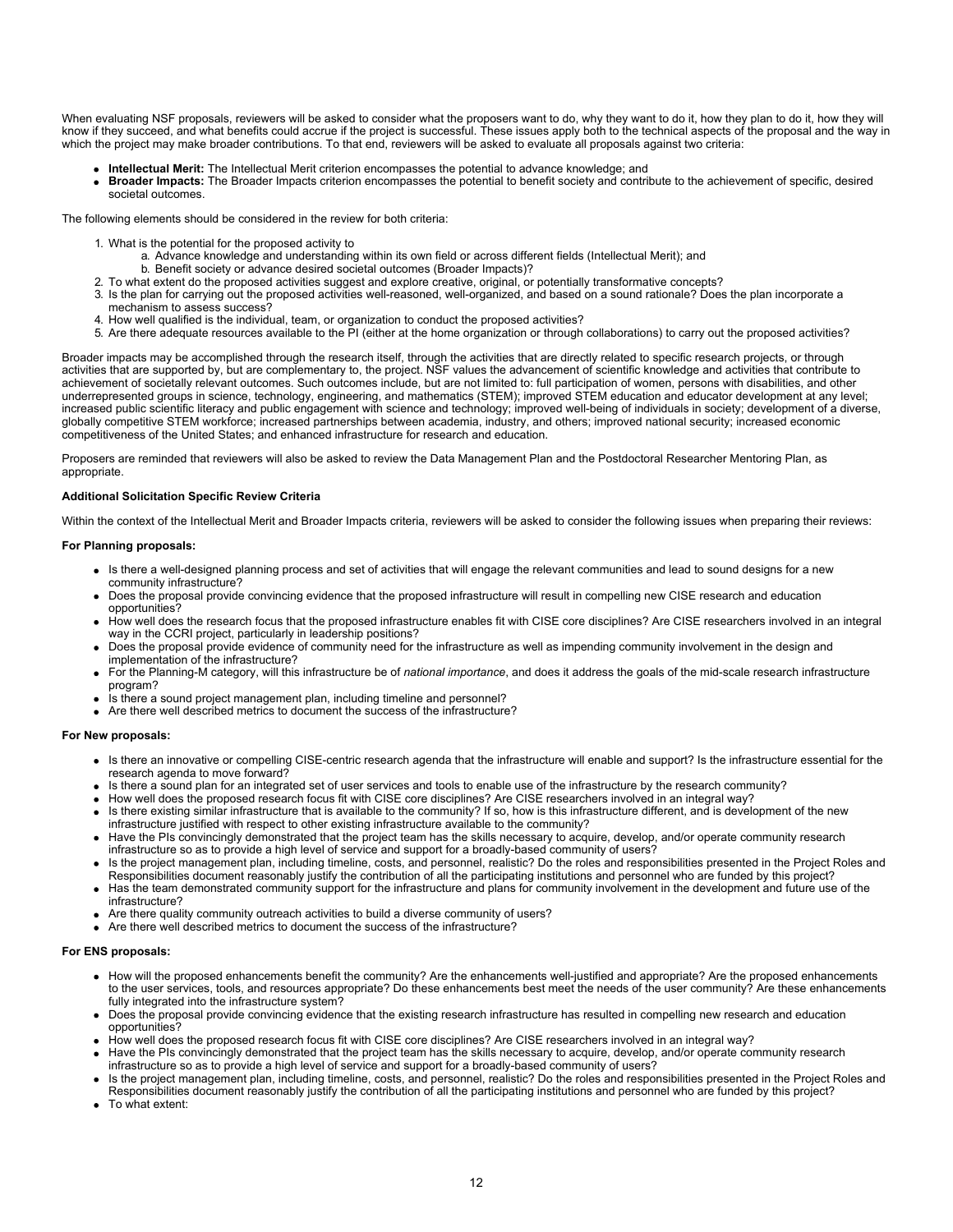When evaluating NSF proposals, reviewers will be asked to consider what the proposers want to do, why they want to do it, how they plan to do it, how they will know if they succeed, and what benefits could accrue if the project is successful. These issues apply both to the technical aspects of the proposal and the way in which the project may make broader contributions. To that end, reviewers will be asked to evaluate all proposals against two criteria:

- **Intellectual Merit:** The Intellectual Merit criterion encompasses the potential to advance knowledge; and
- **Broader Impacts:** The Broader Impacts criterion encompasses the potential to benefit society and contribute to the achievement of specific, desired societal outcomes.

The following elements should be considered in the review for both criteria:

1. What is the potential for the proposed activity to
   a. Advance knowledge and understanding within its own field or across different fields (Intellectual Merit); and
   b. Benefit society or advance desired societal outcomes (Broader Impacts)?
2. To what extent do the proposed activities suggest and explore creative, original, or potentially transformative concepts?
3. Is the plan for carrying out the proposed activities well-reasoned, well-organized, and based on a sound rationale? Does the plan incorporate a mechanism to assess success?
4. How well qualified is the individual, team, or organization to conduct the proposed activities?
5. Are there adequate resources available to the PI (either at the home organization or through collaborations) to carry out the proposed activities?

Broader impacts may be accomplished through the research itself, through the activities that are directly related to specific research projects, or through activities that are supported by, but are complementary to, the project. NSF values the advancement of scientific knowledge and activities that contribute to achievement of societally relevant outcomes. Such outcomes include, but are not limited to: full participation of women, persons with disabilities, and other underrepresented groups in science, technology, engineering, and mathematics (STEM); improved STEM education and educator development at any level; increased public scientific literacy and public engagement with science and technology; improved well-being of individuals in society; development of a diverse, globally competitive STEM workforce; increased partnerships between academia, industry, and others; improved national security; increased economic competitiveness of the United States; and enhanced infrastructure for research and education.

Proposers are reminded that reviewers will also be asked to review the Data Management Plan and the Postdoctoral Researcher Mentoring Plan, as appropriate.

**Additional Solicitation Specific Review Criteria**

Within the context of the Intellectual Merit and Broader Impacts criteria, reviewers will be asked to consider the following issues when preparing their reviews:

**For Planning proposals:**

- Is there a well-designed planning process and set of activities that will engage the relevant communities and lead to sound designs for a new community infrastructure?
- Does the proposal provide convincing evidence that the proposed infrastructure will result in compelling new CISE research and education opportunities?
- How well does the research focus that the proposed infrastructure enables fit with CISE core disciplines? Are CISE researchers involved in an integral way in the CCRI project, particularly in leadership positions?
- Does the proposal provide evidence of community need for the infrastructure as well as impending community involvement in the design and implementation of the infrastructure?
- For the Planning-M category, will this infrastructure be of *national importance*, and does it address the goals of the mid-scale research infrastructure program?
- Is there a sound project management plan, including timeline and personnel?
- Are there well described metrics to document the success of the infrastructure?

**For New proposals:**

- Is there an innovative or compelling CISE-centric research agenda that the infrastructure will enable and support? Is the infrastructure essential for the research agenda to move forward?
- Is there a sound plan for an integrated set of user services and tools to enable use of the infrastructure by the research community?
- How well does the proposed research focus fit with CISE core disciplines? Are CISE researchers involved in an integral way?
- Is there existing similar infrastructure that is available to the community? If so, how is this infrastructure different, and is development of the new infrastructure justified with respect to other existing infrastructure available to the community?
- Have the PIs convincingly demonstrated that the project team has the skills necessary to acquire, develop, and/or operate community research infrastructure so as to provide a high level of service and support for a broadly-based community of users?
- Is the project management plan, including timeline, costs, and personnel, realistic? Do the roles and responsibilities presented in the Project Roles and Responsibilities document reasonably justify the contribution of all the participating institutions and personnel who are funded by this project?
- Has the team demonstrated community support for the infrastructure and plans for community involvement in the development and future use of the infrastructure?
- Are there quality community outreach activities to build a diverse community of users?
- Are there well described metrics to document the success of the infrastructure?

**For ENS proposals:**

- How will the proposed enhancements benefit the community? Are the enhancements well-justified and appropriate? Are the proposed enhancements to the user services, tools, and resources appropriate? Do these enhancements best meet the needs of the user community? Are these enhancements fully integrated into the infrastructure system?
- Does the proposal provide convincing evidence that the existing research infrastructure has resulted in compelling new research and education opportunities?
- How well does the proposed research focus fit with CISE core disciplines? Are CISE researchers involved in an integral way?
- Have the PIs convincingly demonstrated that the project team has the skills necessary to acquire, develop, and/or operate community research infrastructure so as to provide a high level of service and support for a broadly-based community of users?
- Is the project management plan, including timeline, costs, and personnel, realistic? Do the roles and responsibilities presented in the Project Roles and Responsibilities document reasonably justify the contribution of all the participating institutions and personnel who are funded by this project?
- To what extent: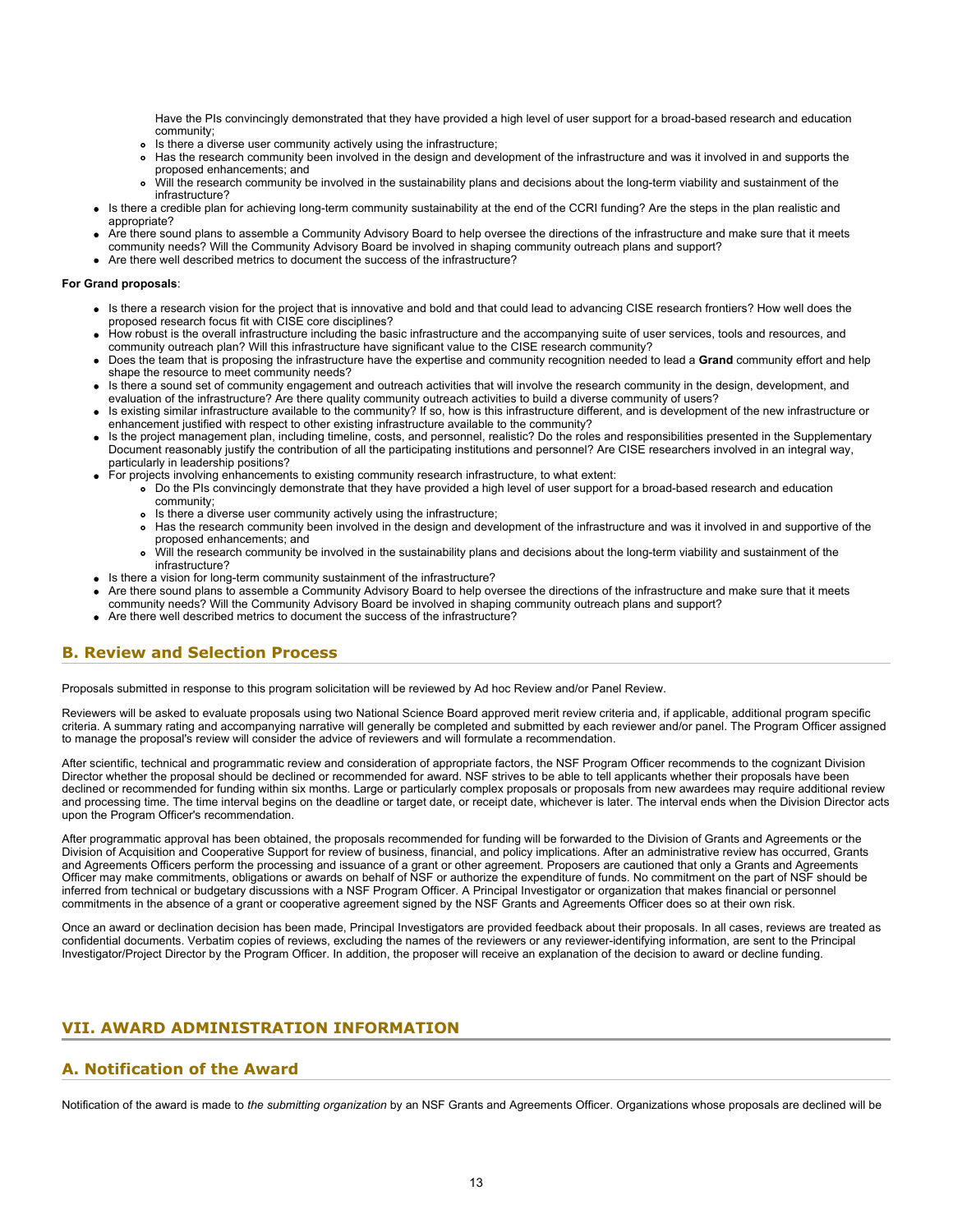Have the PIs convincingly demonstrated that they have provided a high level of user support for a broad-based research and education community;
    - Is there a diverse user community actively using the infrastructure;
    - Has the research community been involved in the design and development of the infrastructure and was it involved in and supports the proposed enhancements; and
    - Will the research community be involved in the sustainability plans and decisions about the long-term viability and sustainment of the infrastructure?
- Is there a credible plan for achieving long-term community sustainability at the end of the CCRI funding? Are the steps in the plan realistic and appropriate?
- Are there sound plans to assemble a Community Advisory Board to help oversee the directions of the infrastructure and make sure that it meets community needs? Will the Community Advisory Board be involved in shaping community outreach plans and support?
- Are there well described metrics to document the success of the infrastructure?

**For Grand proposals**:

- Is there a research vision for the project that is innovative and bold and that could lead to advancing CISE research frontiers? How well does the proposed research focus fit with CISE core disciplines?
- How robust is the overall infrastructure including the basic infrastructure and the accompanying suite of user services, tools and resources, and community outreach plan? Will this infrastructure have significant value to the CISE research community?
- Does the team that is proposing the infrastructure have the expertise and community recognition needed to lead a **Grand** community effort and help shape the resource to meet community needs?
- Is there a sound set of community engagement and outreach activities that will involve the research community in the design, development, and evaluation of the infrastructure? Are there quality community outreach activities to build a diverse community of users?
- Is existing similar infrastructure available to the community? If so, how is this infrastructure different, and is development of the new infrastructure or enhancement justified with respect to other existing infrastructure available to the community?
- Is the project management plan, including timeline, costs, and personnel, realistic? Do the roles and responsibilities presented in the Supplementary Document reasonably justify the contribution of all the participating institutions and personnel? Are CISE researchers involved in an integral way, particularly in leadership positions?
- For projects involving enhancements to existing community research infrastructure, to what extent:
    - Do the PIs convincingly demonstrate that they have provided a high level of user support for a broad-based research and education community;
    - Is there a diverse user community actively using the infrastructure;
    - Has the research community been involved in the design and development of the infrastructure and was it involved in and supportive of the proposed enhancements; and
    - Will the research community be involved in the sustainability plans and decisions about the long-term viability and sustainment of the infrastructure?
- Is there a vision for long-term community sustainment of the infrastructure?
- Are there sound plans to assemble a Community Advisory Board to help oversee the directions of the infrastructure and make sure that it meets community needs? Will the Community Advisory Board be involved in shaping community outreach plans and support?
- Are there well described metrics to document the success of the infrastructure?

## B. Review and Selection Process

Proposals submitted in response to this program solicitation will be reviewed by Ad hoc Review and/or Panel Review.

Reviewers will be asked to evaluate proposals using two National Science Board approved merit review criteria and, if applicable, additional program specific criteria. A summary rating and accompanying narrative will generally be completed and submitted by each reviewer and/or panel. The Program Officer assigned to manage the proposal's review will consider the advice of reviewers and will formulate a recommendation.

After scientific, technical and programmatic review and consideration of appropriate factors, the NSF Program Officer recommends to the cognizant Division Director whether the proposal should be declined or recommended for award. NSF strives to be able to tell applicants whether their proposals have been declined or recommended for funding within six months. Large or particularly complex proposals or proposals from new awardees may require additional review and processing time. The time interval begins on the deadline or target date, or receipt date, whichever is later. The interval ends when the Division Director acts upon the Program Officer's recommendation.

After programmatic approval has been obtained, the proposals recommended for funding will be forwarded to the Division of Grants and Agreements or the Division of Acquisition and Cooperative Support for review of business, financial, and policy implications. After an administrative review has occurred, Grants and Agreements Officers perform the processing and issuance of a grant or other agreement. Proposers are cautioned that only a Grants and Agreements Officer may make commitments, obligations or awards on behalf of NSF or authorize the expenditure of funds. No commitment on the part of NSF should be inferred from technical or budgetary discussions with a NSF Program Officer. A Principal Investigator or organization that makes financial or personnel commitments in the absence of a grant or cooperative agreement signed by the NSF Grants and Agreements Officer does so at their own risk.

Once an award or declination decision has been made, Principal Investigators are provided feedback about their proposals. In all cases, reviews are treated as confidential documents. Verbatim copies of reviews, excluding the names of the reviewers or any reviewer-identifying information, are sent to the Principal Investigator/Project Director by the Program Officer. In addition, the proposer will receive an explanation of the decision to award or decline funding.

# VII. AWARD ADMINISTRATION INFORMATION

## A. Notification of the Award

Notification of the award is made to *the submitting organization* by an NSF Grants and Agreements Officer. Organizations whose proposals are declined will be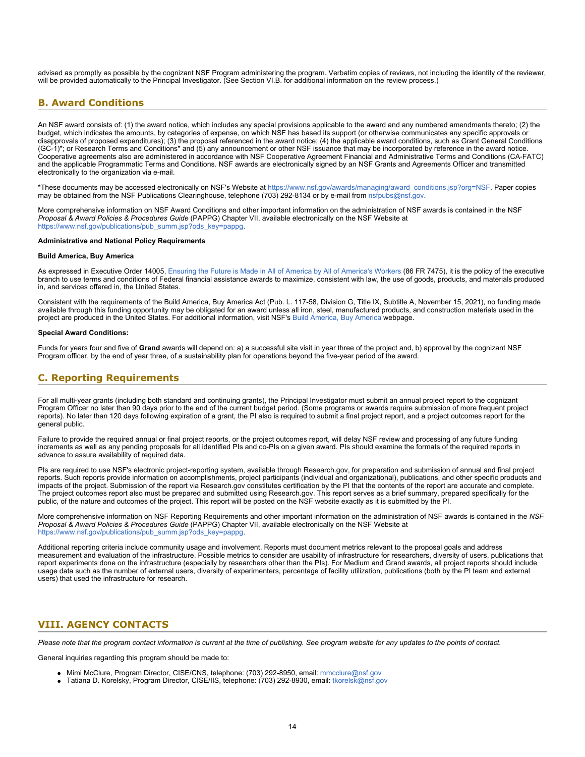advised as promptly as possible by the cognizant NSF Program administering the program. Verbatim copies of reviews, not including the identity of the reviewer, will be provided automatically to the Principal Investigator. (See Section VI.B. for additional information on the review process.)

## B. Award Conditions

An NSF award consists of: (1) the award notice, which includes any special provisions applicable to the award and any numbered amendments thereto; (2) the budget, which indicates the amounts, by categories of expense, on which NSF has based its support (or otherwise communicates any specific approvals or disapprovals of proposed expenditures); (3) the proposal referenced in the award notice; (4) the applicable award conditions, such as Grant General Conditions (GC-1)*; or Research Terms and Conditions* and (5) any announcement or other NSF issuance that may be incorporated by reference in the award notice. Cooperative agreements also are administered in accordance with NSF Cooperative Agreement Financial and Administrative Terms and Conditions (CA-FATC) and the applicable Programmatic Terms and Conditions. NSF awards are electronically signed by an NSF Grants and Agreements Officer and transmitted electronically to the organization via e-mail.

*These documents may be accessed electronically on NSF's Website at https://www.nsf.gov/awards/managing/award_conditions.jsp?org=NSF. Paper copies may be obtained from the NSF Publications Clearinghouse, telephone (703) 292-8134 or by e-mail from nsfpubs@nsf.gov.

More comprehensive information on NSF Award Conditions and other important information on the administration of NSF awards is contained in the NSF *Proposal & Award Policies & Procedures Guide* (PAPPG) Chapter VII, available electronically on the NSF Website at https://www.nsf.gov/publications/pub_summ.jsp?ods_key=pappg.

**Administrative and National Policy Requirements**

**Build America, Buy America**

As expressed in Executive Order 14005, Ensuring the Future is Made in All of America by All of America's Workers (86 FR 7475), it is the policy of the executive branch to use terms and conditions of Federal financial assistance awards to maximize, consistent with law, the use of goods, products, and materials produced in, and services offered in, the United States.

Consistent with the requirements of the Build America, Buy America Act (Pub. L. 117-58, Division G, Title IX, Subtitle A, November 15, 2021), no funding made available through this funding opportunity may be obligated for an award unless all iron, steel, manufactured products, and construction materials used in the project are produced in the United States. For additional information, visit NSF's Build America, Buy America webpage.

**Special Award Conditions:**

Funds for years four and five of **Grand** awards will depend on: a) a successful site visit in year three of the project and, b) approval by the cognizant NSF Program officer, by the end of year three, of a sustainability plan for operations beyond the five-year period of the award.

## C. Reporting Requirements

For all multi-year grants (including both standard and continuing grants), the Principal Investigator must submit an annual project report to the cognizant Program Officer no later than 90 days prior to the end of the current budget period. (Some programs or awards require submission of more frequent project reports). No later than 120 days following expiration of a grant, the PI also is required to submit a final project report, and a project outcomes report for the general public.

Failure to provide the required annual or final project reports, or the project outcomes report, will delay NSF review and processing of any future funding increments as well as any pending proposals for all identified PIs and co-PIs on a given award. PIs should examine the formats of the required reports in advance to assure availability of required data.

PIs are required to use NSF's electronic project-reporting system, available through Research.gov, for preparation and submission of annual and final project reports. Such reports provide information on accomplishments, project participants (individual and organizational), publications, and other specific products and impacts of the project. Submission of the report via Research.gov constitutes certification by the PI that the contents of the report are accurate and complete. The project outcomes report also must be prepared and submitted using Research.gov. This report serves as a brief summary, prepared specifically for the public, of the nature and outcomes of the project. This report will be posted on the NSF website exactly as it is submitted by the PI.

More comprehensive information on NSF Reporting Requirements and other important information on the administration of NSF awards is contained in the *NSF Proposal & Award Policies & Procedures Guide* (PAPPG) Chapter VII, available electronically on the NSF Website at https://www.nsf.gov/publications/pub_summ.jsp?ods_key=pappg.

Additional reporting criteria include community usage and involvement. Reports must document metrics relevant to the proposal goals and address measurement and evaluation of the infrastructure. Possible metrics to consider are usability of infrastructure for researchers, diversity of users, publications that report experiments done on the infrastructure (especially by researchers other than the PIs). For Medium and Grand awards, all project reports should include usage data such as the number of external users, diversity of experimenters, percentage of facility utilization, publications (both by the PI team and external users) that used the infrastructure for research.

# VIII. AGENCY CONTACTS

*Please note that the program contact information is current at the time of publishing. See program website for any updates to the points of contact.*

General inquiries regarding this program should be made to:

- Mimi McClure, Program Director, CISE/CNS, telephone: (703) 292-8950, email: mmcclure@nsf.gov
- Tatiana D. Korelsky, Program Director, CISE/IIS, telephone: (703) 292-8930, email: tkorelsk@nsf.gov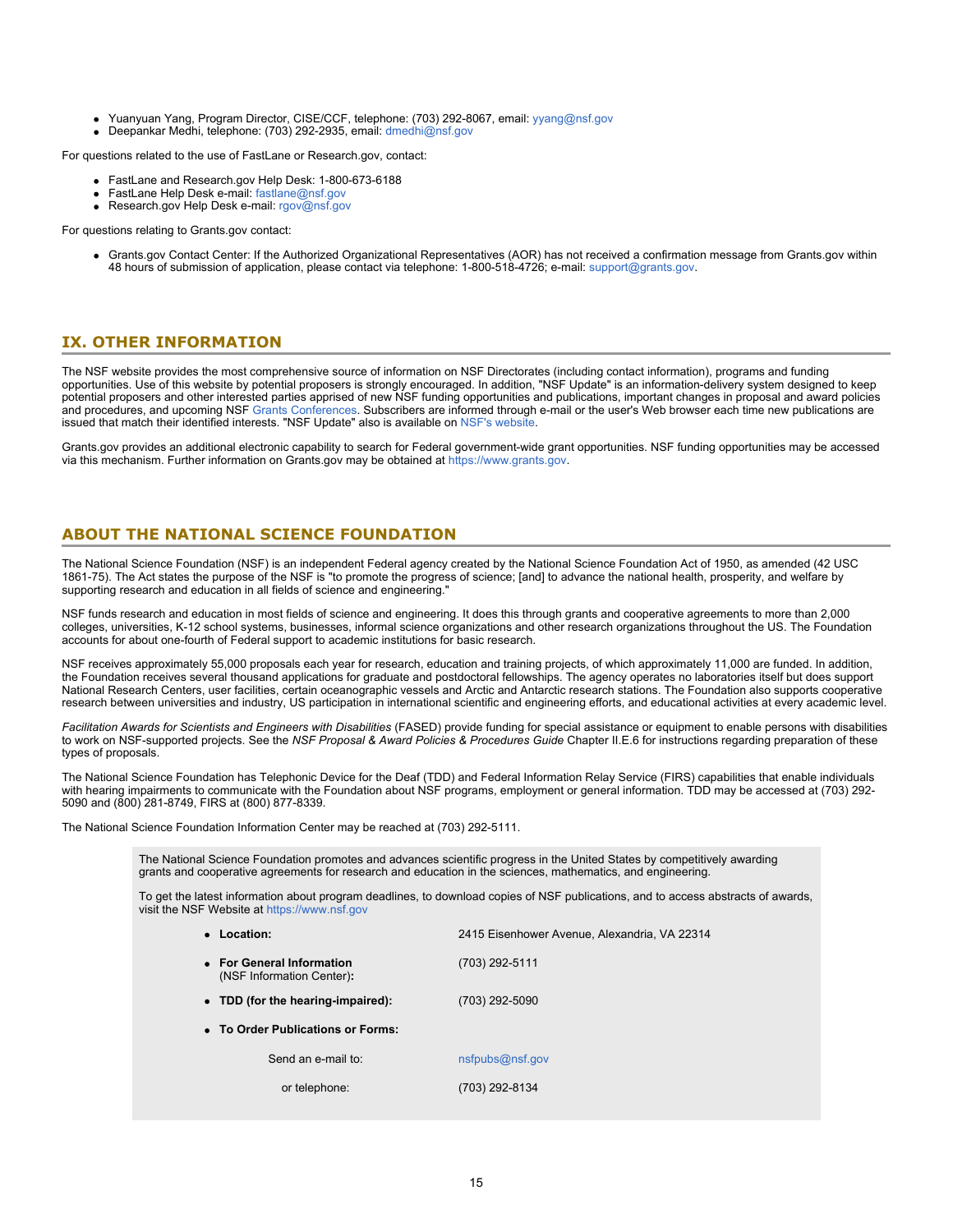- Yuanyuan Yang, Program Director, CISE/CCF, telephone: (703) 292-8067, email: yyang@nsf.gov
- Deepankar Medhi, telephone: (703) 292-2935, email: dmedhi@nsf.gov

For questions related to the use of FastLane or Research.gov, contact:

- FastLane and Research.gov Help Desk: 1-800-673-6188
- FastLane Help Desk e-mail: fastlane@nsf.gov
- Research.gov Help Desk e-mail: rgov@nsf.gov

For questions relating to Grants.gov contact:

- Grants.gov Contact Center: If the Authorized Organizational Representatives (AOR) has not received a confirmation message from Grants.gov within 48 hours of submission of application, please contact via telephone: 1-800-518-4726; e-mail: support@grants.gov.

## IX. OTHER INFORMATION

The NSF website provides the most comprehensive source of information on NSF Directorates (including contact information), programs and funding opportunities. Use of this website by potential proposers is strongly encouraged. In addition, "NSF Update" is an information-delivery system designed to keep potential proposers and other interested parties apprised of new NSF funding opportunities and publications, important changes in proposal and award policies and procedures, and upcoming NSF Grants Conferences. Subscribers are informed through e-mail or the user's Web browser each time new publications are issued that match their identified interests. "NSF Update" also is available on NSF's website.

Grants.gov provides an additional electronic capability to search for Federal government-wide grant opportunities. NSF funding opportunities may be accessed via this mechanism. Further information on Grants.gov may be obtained at https://www.grants.gov.

## ABOUT THE NATIONAL SCIENCE FOUNDATION

The National Science Foundation (NSF) is an independent Federal agency created by the National Science Foundation Act of 1950, as amended (42 USC 1861-75). The Act states the purpose of the NSF is "to promote the progress of science; [and] to advance the national health, prosperity, and welfare by supporting research and education in all fields of science and engineering."

NSF funds research and education in most fields of science and engineering. It does this through grants and cooperative agreements to more than 2,000 colleges, universities, K-12 school systems, businesses, informal science organizations and other research organizations throughout the US. The Foundation accounts for about one-fourth of Federal support to academic institutions for basic research.

NSF receives approximately 55,000 proposals each year for research, education and training projects, of which approximately 11,000 are funded. In addition, the Foundation receives several thousand applications for graduate and postdoctoral fellowships. The agency operates no laboratories itself but does support National Research Centers, user facilities, certain oceanographic vessels and Arctic and Antarctic research stations. The Foundation also supports cooperative research between universities and industry, US participation in international scientific and engineering efforts, and educational activities at every academic level.

*Facilitation Awards for Scientists and Engineers with Disabilities* (FASED) provide funding for special assistance or equipment to enable persons with disabilities to work on NSF-supported projects. See the *NSF Proposal & Award Policies & Procedures Guide* Chapter II.E.6 for instructions regarding preparation of these types of proposals.

The National Science Foundation has Telephonic Device for the Deaf (TDD) and Federal Information Relay Service (FIRS) capabilities that enable individuals with hearing impairments to communicate with the Foundation about NSF programs, employment or general information. TDD may be accessed at (703) 292-5090 and (800) 281-8749, FIRS at (800) 877-8339.

The National Science Foundation Information Center may be reached at (703) 292-5111.

The National Science Foundation promotes and advances scientific progress in the United States by competitively awarding grants and cooperative agreements for research and education in the sciences, mathematics, and engineering.

To get the latest information about program deadlines, to download copies of NSF publications, and to access abstracts of awards, visit the NSF Website at https://www.nsf.gov

- **Location:** 2415 Eisenhower Avenue, Alexandria, VA 22314
- **For General Information** (NSF Information Center)**:** (703) 292-5111
- **TDD (for the hearing-impaired):** (703) 292-5090
- **To Order Publications or Forms:**

  Send an e-mail to: nsfpubs@nsf.gov

  or telephone: (703) 292-8134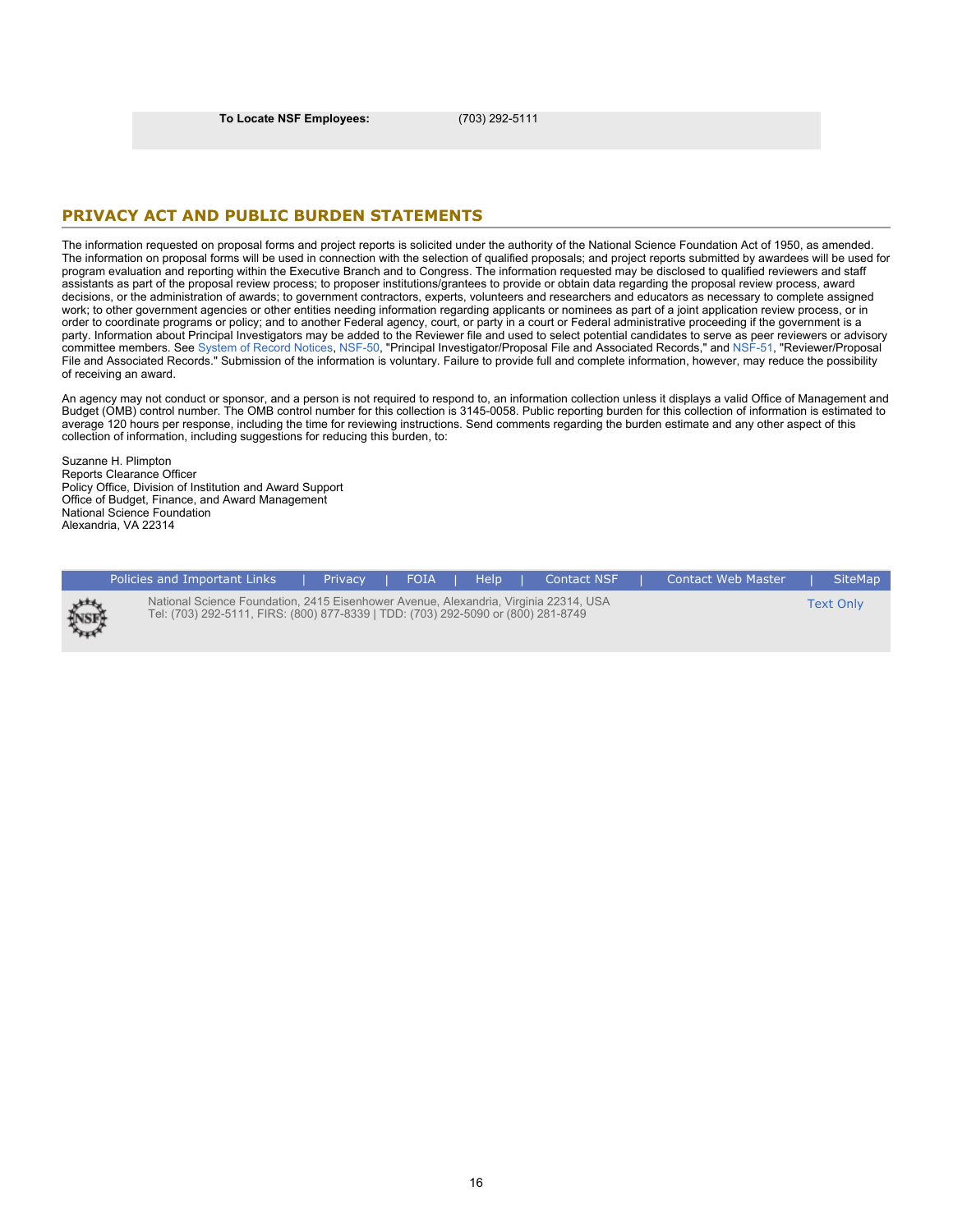| | |
|---|---|
| **To Locate NSF Employees:** | (703) 292-5111 |

## PRIVACY ACT AND PUBLIC BURDEN STATEMENTS

The information requested on proposal forms and project reports is solicited under the authority of the National Science Foundation Act of 1950, as amended. The information on proposal forms will be used in connection with the selection of qualified proposals; and project reports submitted by awardees will be used for program evaluation and reporting within the Executive Branch and to Congress. The information requested may be disclosed to qualified reviewers and staff assistants as part of the proposal review process; to proposer institutions/grantees to provide or obtain data regarding the proposal review process, award decisions, or the administration of awards; to government contractors, experts, volunteers and researchers and educators as necessary to complete assigned work; to other government agencies or other entities needing information regarding applicants or nominees as part of a joint application review process, or in order to coordinate programs or policy; and to another Federal agency, court, or party in a court or Federal administrative proceeding if the government is a party. Information about Principal Investigators may be added to the Reviewer file and used to select potential candidates to serve as peer reviewers or advisory committee members. See System of Record Notices, NSF-50, "Principal Investigator/Proposal File and Associated Records," and NSF-51, "Reviewer/Proposal File and Associated Records." Submission of the information is voluntary. Failure to provide full and complete information, however, may reduce the possibility of receiving an award.

An agency may not conduct or sponsor, and a person is not required to respond to, an information collection unless it displays a valid Office of Management and Budget (OMB) control number. The OMB control number for this collection is 3145-0058. Public reporting burden for this collection of information is estimated to average 120 hours per response, including the time for reviewing instructions. Send comments regarding the burden estimate and any other aspect of this collection of information, including suggestions for reducing this burden, to:

Suzanne H. Plimpton
Reports Clearance Officer
Policy Office, Division of Institution and Award Support
Office of Budget, Finance, and Award Management
National Science Foundation
Alexandria, VA 22314

Policies and Important Links | Privacy | FOIA | Help | Contact NSF | Contact Web Master | SiteMap

National Science Foundation, 2415 Eisenhower Avenue, Alexandria, Virginia 22314, USA
Tel: (703) 292-5111, FIRS: (800) 877-8339 | TDD: (703) 292-5090 or (800) 281-8749

Text Only